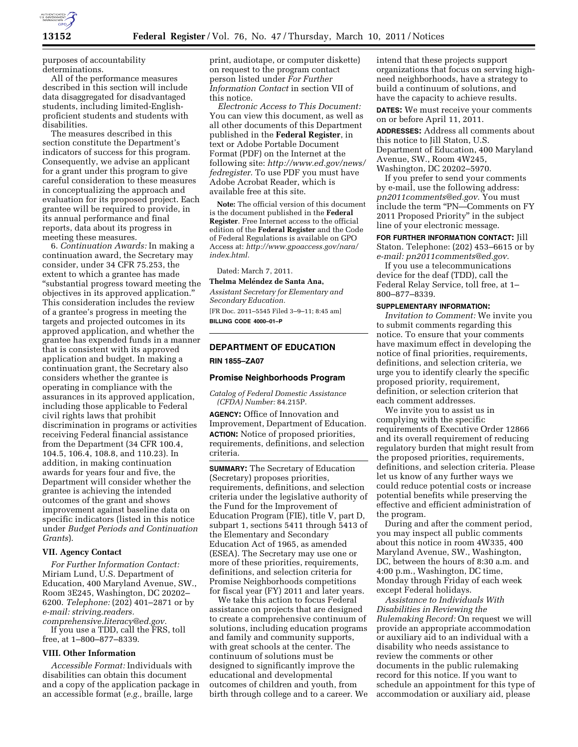purposes of accountability determinations.

All of the performance measures described in this section will include data disaggregated for disadvantaged students, including limited-English-proficient students and students with disabilities.

The measures described in this section constitute the Department's indicators of success for this program. Consequently, we advise an applicant for a grant under this program to give careful consideration to these measures in conceptualizing the approach and evaluation for its proposed project. Each grantee will be required to provide, in its annual performance and final reports, data about its progress in meeting these measures.

6. *Continuation Awards:* In making a continuation award, the Secretary may consider, under 34 CFR 75.253, the extent to which a grantee has made "substantial progress toward meeting the objectives in its approved application." This consideration includes the review of a grantee's progress in meeting the targets and projected outcomes in its approved application, and whether the grantee has expended funds in a manner that is consistent with its approved application and budget. In making a continuation grant, the Secretary also considers whether the grantee is operating in compliance with the assurances in its approved application, including those applicable to Federal civil rights laws that prohibit discrimination in programs or activities receiving Federal financial assistance from the Department (34 CFR 100.4, 104.5, 106.4, 108.8, and 110.23). In addition, in making continuation awards for years four and five, the Department will consider whether the grantee is achieving the intended outcomes of the grant and shows improvement against baseline data on specific indicators (listed in this notice under *Budget Periods and Continuation Grants*).

### VII. Agency Contact

*For Further Information Contact:* Miriam Lund, U.S. Department of Education, 400 Maryland Avenue, SW., Room 3E245, Washington, DC 20202–6200. *Telephone:* (202) 401–2871 or by *e-mail: striving.readers.comprehensive.literacy@ed.gov.*

If you use a TDD, call the FRS, toll free, at 1–800–877–8339.

### VIII. Other Information

*Accessible Format:* Individuals with disabilities can obtain this document and a copy of the application package in an accessible format (*e.g.,* braille, large print, audiotape, or computer diskette) on request to the program contact person listed under *For Further Information Contact* in section VII of this notice.

*Electronic Access to This Document:* You can view this document, as well as all other documents of this Department published in the **Federal Register**, in text or Adobe Portable Document Format (PDF) on the Internet at the following site: *http://www.ed.gov/news/fedregister.* To use PDF you must have Adobe Acrobat Reader, which is available free at this site.

**Note:** The official version of this document is the document published in the **Federal Register**. Free Internet access to the official edition of the **Federal Register** and the Code of Federal Regulations is available on GPO Access at: *http://www.gpoaccess.gov/nara/index.html.*

Dated: March 7, 2011.

**Thelma Meléndez de Santa Ana,**

*Assistant Secretary for Elementary and Secondary Education.*

[FR Doc. 2011–5545 Filed 3–9–11; 8:45 am]

**BILLING CODE 4000–01–P**

## DEPARTMENT OF EDUCATION

**RIN 1855–ZA07**

## Promise Neighborhoods Program

*Catalog of Federal Domestic Assistance (CFDA) Number:* 84.215P.

**AGENCY:** Office of Innovation and Improvement, Department of Education.

**ACTION:** Notice of proposed priorities, requirements, definitions, and selection criteria.

**SUMMARY:** The Secretary of Education (Secretary) proposes priorities, requirements, definitions, and selection criteria under the legislative authority of the Fund for the Improvement of Education Program (FIE), title V, part D, subpart 1, sections 5411 through 5413 of the Elementary and Secondary Education Act of 1965, as amended (ESEA). The Secretary may use one or more of these priorities, requirements, definitions, and selection criteria for Promise Neighborhoods competitions for fiscal year (FY) 2011 and later years.

We take this action to focus Federal assistance on projects that are designed to create a comprehensive continuum of solutions, including education programs and family and community supports, with great schools at the center. The continuum of solutions must be designed to significantly improve the educational and developmental outcomes of children and youth, from birth through college and to a career. We intend that these projects support organizations that focus on serving high-need neighborhoods, have a strategy to build a continuum of solutions, and have the capacity to achieve results.

**DATES:** We must receive your comments on or before April 11, 2011.

**ADDRESSES:** Address all comments about this notice to Jill Staton, U.S. Department of Education, 400 Maryland Avenue, SW., Room 4W245, Washington, DC 20202–5970.

If you prefer to send your comments by e-mail, use the following address: *pn2011comments@ed.gov.* You must include the term "PN—Comments on FY 2011 Proposed Priority" in the subject line of your electronic message.

**FOR FURTHER INFORMATION CONTACT:** Jill Staton. Telephone: (202) 453–6615 or by *e-mail: pn2011comments@ed.gov.*

If you use a telecommunications device for the deaf (TDD), call the Federal Relay Service, toll free, at 1–800–877–8339.

**SUPPLEMENTARY INFORMATION:**

*Invitation to Comment:* We invite you to submit comments regarding this notice. To ensure that your comments have maximum effect in developing the notice of final priorities, requirements, definitions, and selection criteria, we urge you to identify clearly the specific proposed priority, requirement, definition, or selection criterion that each comment addresses.

We invite you to assist us in complying with the specific requirements of Executive Order 12866 and its overall requirement of reducing regulatory burden that might result from the proposed priorities, requirements, definitions, and selection criteria. Please let us know of any further ways we could reduce potential costs or increase potential benefits while preserving the effective and efficient administration of the program.

During and after the comment period, you may inspect all public comments about this notice in room 4W335, 400 Maryland Avenue, SW., Washington, DC, between the hours of 8:30 a.m. and 4:00 p.m., Washington, DC time, Monday through Friday of each week except Federal holidays.

*Assistance to Individuals With Disabilities in Reviewing the Rulemaking Record:* On request we will provide an appropriate accommodation or auxiliary aid to an individual with a disability who needs assistance to review the comments or other documents in the public rulemaking record for this notice. If you want to schedule an appointment for this type of accommodation or auxiliary aid, please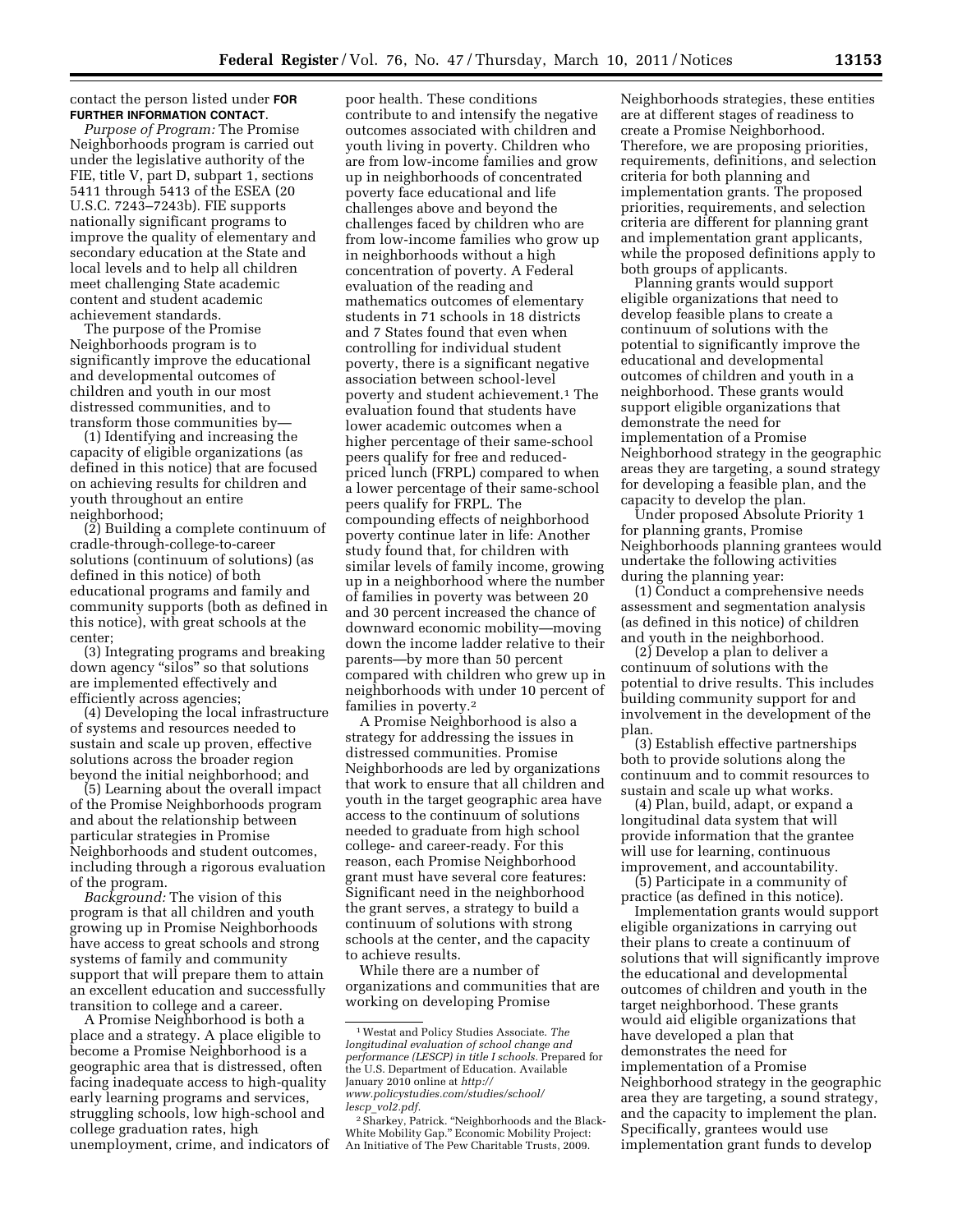contact the person listed under **FOR FURTHER INFORMATION CONTACT**.

*Purpose of Program:* The Promise Neighborhoods program is carried out under the legislative authority of the FIE, title V, part D, subpart 1, sections 5411 through 5413 of the ESEA (20 U.S.C. 7243–7243b). FIE supports nationally significant programs to improve the quality of elementary and secondary education at the State and local levels and to help all children meet challenging State academic content and student academic achievement standards.

The purpose of the Promise Neighborhoods program is to significantly improve the educational and developmental outcomes of children and youth in our most distressed communities, and to transform those communities by—

(1) Identifying and increasing the capacity of eligible organizations (as defined in this notice) that are focused on achieving results for children and youth throughout an entire neighborhood;

(2) Building a complete continuum of cradle-through-college-to-career solutions (continuum of solutions) (as defined in this notice) of both educational programs and family and community supports (both as defined in this notice), with great schools at the center;

(3) Integrating programs and breaking down agency "silos" so that solutions are implemented effectively and efficiently across agencies;

(4) Developing the local infrastructure of systems and resources needed to sustain and scale up proven, effective solutions across the broader region beyond the initial neighborhood; and

(5) Learning about the overall impact of the Promise Neighborhoods program and about the relationship between particular strategies in Promise Neighborhoods and student outcomes, including through a rigorous evaluation of the program.

*Background:* The vision of this program is that all children and youth growing up in Promise Neighborhoods have access to great schools and strong systems of family and community support that will prepare them to attain an excellent education and successfully transition to college and a career.

A Promise Neighborhood is both a place and a strategy. A place eligible to become a Promise Neighborhood is a geographic area that is distressed, often facing inadequate access to high-quality early learning programs and services, struggling schools, low high-school and college graduation rates, high unemployment, crime, and indicators of poor health. These conditions contribute to and intensify the negative outcomes associated with children and youth living in poverty. Children who are from low-income families and grow up in neighborhoods of concentrated poverty face educational and life challenges above and beyond the challenges faced by children who are from low-income families who grow up in neighborhoods without a high concentration of poverty. A Federal evaluation of the reading and mathematics outcomes of elementary students in 71 schools in 18 districts and 7 States found that even when controlling for individual student poverty, there is a significant negative association between school-level poverty and student achievement.[1] The evaluation found that students have lower academic outcomes when a higher percentage of their same-school peers qualify for free and reduced-priced lunch (FRPL) compared to when a lower percentage of their same-school peers qualify for FRPL. The compounding effects of neighborhood poverty continue later in life: Another study found that, for children with similar levels of family income, growing up in a neighborhood where the number of families in poverty was between 20 and 30 percent increased the chance of downward economic mobility—moving down the income ladder relative to their parents—by more than 50 percent compared with children who grew up in neighborhoods with under 10 percent of families in poverty.[2]

A Promise Neighborhood is also a strategy for addressing the issues in distressed communities. Promise Neighborhoods are led by organizations that work to ensure that all children and youth in the target geographic area have access to the continuum of solutions needed to graduate from high school college- and career-ready. For this reason, each Promise Neighborhood grant must have several core features: Significant need in the neighborhood the grant serves, a strategy to build a continuum of solutions with strong schools at the center, and the capacity to achieve results.

While there are a number of organizations and communities that are working on developing Promise Neighborhoods strategies, these entities are at different stages of readiness to create a Promise Neighborhood. Therefore, we are proposing priorities, requirements, definitions, and selection criteria for both planning and implementation grants. The proposed priorities, requirements, and selection criteria are different for planning grant and implementation grant applicants, while the proposed definitions apply to both groups of applicants.

Planning grants would support eligible organizations that need to develop feasible plans to create a continuum of solutions with the potential to significantly improve the educational and developmental outcomes of children and youth in a neighborhood. These grants would support eligible organizations that demonstrate the need for implementation of a Promise Neighborhood strategy in the geographic areas they are targeting, a sound strategy for developing a feasible plan, and the capacity to develop the plan.

Under proposed Absolute Priority 1 for planning grants, Promise Neighborhoods planning grantees would undertake the following activities during the planning year:

(1) Conduct a comprehensive needs assessment and segmentation analysis (as defined in this notice) of children and youth in the neighborhood.

(2) Develop a plan to deliver a continuum of solutions with the potential to drive results. This includes building community support for and involvement in the development of the plan.

(3) Establish effective partnerships both to provide solutions along the continuum and to commit resources to sustain and scale up what works.

(4) Plan, build, adapt, or expand a longitudinal data system that will provide information that the grantee will use for learning, continuous improvement, and accountability.

(5) Participate in a community of practice (as defined in this notice).

Implementation grants would support eligible organizations in carrying out their plans to create a continuum of solutions that will significantly improve the educational and developmental outcomes of children and youth in the target neighborhood. These grants would aid eligible organizations that have developed a plan that demonstrates the need for implementation of a Promise Neighborhood strategy in the geographic area they are targeting, a sound strategy, and the capacity to implement the plan. Specifically, grantees would use implementation grant funds to develop

[1] Westat and Policy Studies Associate. *The longitudinal evaluation of school change and performance (LESCP) in title I schools.* Prepared for the U.S. Department of Education. Available January 2010 online at *http://www.policystudies.com/studies/school/lescp_vol2.pdf*.

[2] Sharkey, Patrick. "Neighborhoods and the Black-White Mobility Gap." Economic Mobility Project: An Initiative of The Pew Charitable Trusts, 2009.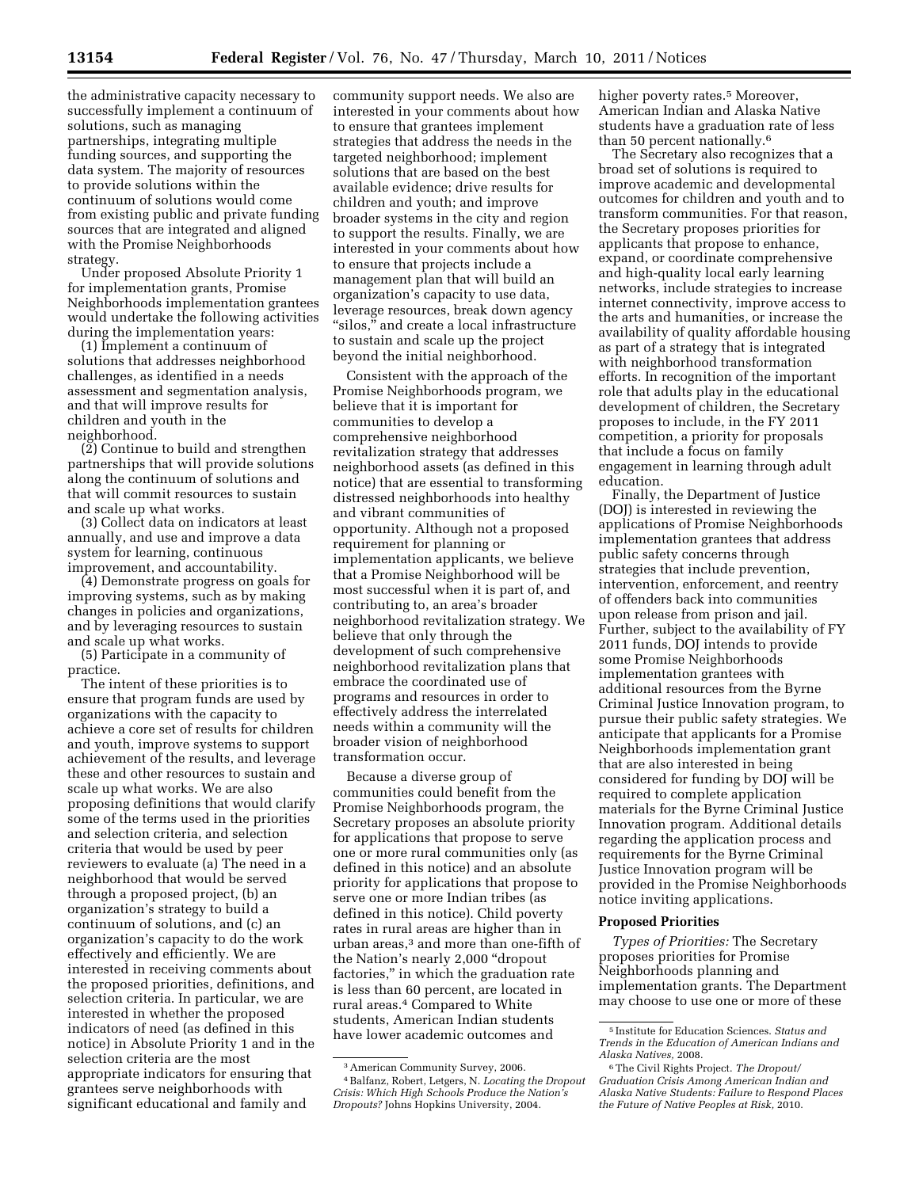the administrative capacity necessary to successfully implement a continuum of solutions, such as managing partnerships, integrating multiple funding sources, and supporting the data system. The majority of resources to provide solutions within the continuum of solutions would come from existing public and private funding sources that are integrated and aligned with the Promise Neighborhoods strategy.

Under proposed Absolute Priority 1 for implementation grants, Promise Neighborhoods implementation grantees would undertake the following activities during the implementation years:

(1) Implement a continuum of solutions that addresses neighborhood challenges, as identified in a needs assessment and segmentation analysis, and that will improve results for children and youth in the neighborhood.

(2) Continue to build and strengthen partnerships that will provide solutions along the continuum of solutions and that will commit resources to sustain and scale up what works.

(3) Collect data on indicators at least annually, and use and improve a data system for learning, continuous improvement, and accountability.

(4) Demonstrate progress on goals for improving systems, such as by making changes in policies and organizations, and by leveraging resources to sustain and scale up what works.

(5) Participate in a community of practice.

The intent of these priorities is to ensure that program funds are used by organizations with the capacity to achieve a core set of results for children and youth, improve systems to support achievement of the results, and leverage these and other resources to sustain and scale up what works. We are also proposing definitions that would clarify some of the terms used in the priorities and selection criteria, and selection criteria that would be used by peer reviewers to evaluate (a) The need in a neighborhood that would be served through a proposed project, (b) an organization's strategy to build a continuum of solutions, and (c) an organization's capacity to do the work effectively and efficiently. We are interested in receiving comments about the proposed priorities, definitions, and selection criteria. In particular, we are interested in whether the proposed indicators of need (as defined in this notice) in Absolute Priority 1 and in the selection criteria are the most appropriate indicators for ensuring that grantees serve neighborhoods with significant educational and family and community support needs. We also are interested in your comments about how to ensure that grantees implement strategies that address the needs in the targeted neighborhood; implement solutions that are based on the best available evidence; drive results for children and youth; and improve broader systems in the city and region to support the results. Finally, we are interested in your comments about how to ensure that projects include a management plan that will build an organization's capacity to use data, leverage resources, break down agency "silos," and create a local infrastructure to sustain and scale up the project beyond the initial neighborhood.

Consistent with the approach of the Promise Neighborhoods program, we believe that it is important for communities to develop a comprehensive neighborhood revitalization strategy that addresses neighborhood assets (as defined in this notice) that are essential to transforming distressed neighborhoods into healthy and vibrant communities of opportunity. Although not a proposed requirement for planning or implementation applicants, we believe that a Promise Neighborhood will be most successful when it is part of, and contributing to, an area's broader neighborhood revitalization strategy. We believe that only through the development of such comprehensive neighborhood revitalization plans that embrace the coordinated use of programs and resources in order to effectively address the interrelated needs within a community will the broader vision of neighborhood transformation occur.

Because a diverse group of communities could benefit from the Promise Neighborhoods program, the Secretary proposes an absolute priority for applications that propose to serve one or more rural communities only (as defined in this notice) and an absolute priority for applications that propose to serve one or more Indian tribes (as defined in this notice). Child poverty rates in rural areas are higher than in urban areas,[3] and more than one-fifth of the Nation's nearly 2,000 "dropout factories," in which the graduation rate is less than 60 percent, are located in rural areas.[4] Compared to White students, American Indian students have lower academic outcomes and higher poverty rates.[5] Moreover, American Indian and Alaska Native students have a graduation rate of less than 50 percent nationally.[6]

The Secretary also recognizes that a broad set of solutions is required to improve academic and developmental outcomes for children and youth and to transform communities. For that reason, the Secretary proposes priorities for applicants that propose to enhance, expand, or coordinate comprehensive and high-quality local early learning networks, include strategies to increase internet connectivity, improve access to the arts and humanities, or increase the availability of quality affordable housing as part of a strategy that is integrated with neighborhood transformation efforts. In recognition of the important role that adults play in the educational development of children, the Secretary proposes to include, in the FY 2011 competition, a priority for proposals that include a focus on family engagement in learning through adult education.

Finally, the Department of Justice (DOJ) is interested in reviewing the applications of Promise Neighborhoods implementation grantees that address public safety concerns through strategies that include prevention, intervention, enforcement, and reentry of offenders back into communities upon release from prison and jail. Further, subject to the availability of FY 2011 funds, DOJ intends to provide some Promise Neighborhoods implementation grantees with additional resources from the Byrne Criminal Justice Innovation program, to pursue their public safety strategies. We anticipate that applicants for a Promise Neighborhoods implementation grant that are also interested in being considered for funding by DOJ will be required to complete application materials for the Byrne Criminal Justice Innovation program. Additional details regarding the application process and requirements for the Byrne Criminal Justice Innovation program will be provided in the Promise Neighborhoods notice inviting applications.

### Proposed Priorities

*Types of Priorities:* The Secretary proposes priorities for Promise Neighborhoods planning and implementation grants. The Department may choose to use one or more of these

---

[3] American Community Survey, 2006.

[4] Balfanz, Robert, Letgers, N. *Locating the Dropout Crisis: Which High Schools Produce the Nation's Dropouts?* Johns Hopkins University, 2004.

[5] Institute for Education Sciences. *Status and Trends in the Education of American Indians and Alaska Natives,* 2008.

[6] The Civil Rights Project. *The Dropout/Graduation Crisis Among American Indian and Alaska Native Students: Failure to Respond Places the Future of Native Peoples at Risk,* 2010.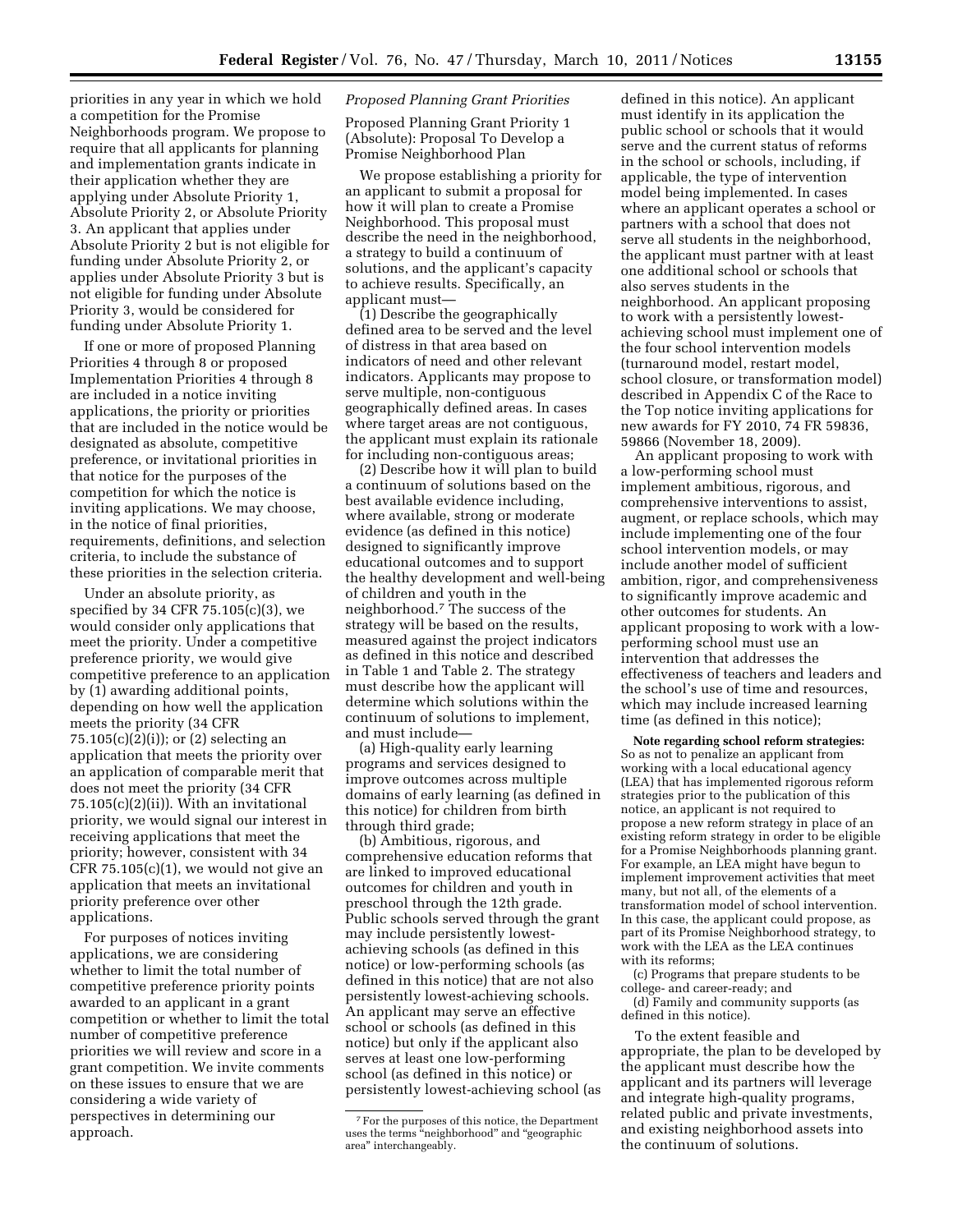priorities in any year in which we hold a competition for the Promise Neighborhoods program. We propose to require that all applicants for planning and implementation grants indicate in their application whether they are applying under Absolute Priority 1, Absolute Priority 2, or Absolute Priority 3. An applicant that applies under Absolute Priority 2 but is not eligible for funding under Absolute Priority 2, or applies under Absolute Priority 3 but is not eligible for funding under Absolute Priority 3, would be considered for funding under Absolute Priority 1.

If one or more of proposed Planning Priorities 4 through 8 or proposed Implementation Priorities 4 through 8 are included in a notice inviting applications, the priority or priorities that are included in the notice would be designated as absolute, competitive preference, or invitational priorities in that notice for the purposes of the competition for which the notice is inviting applications. We may choose, in the notice of final priorities, requirements, definitions, and selection criteria, to include the substance of these priorities in the selection criteria.

Under an absolute priority, as specified by 34 CFR 75.105(c)(3), we would consider only applications that meet the priority. Under a competitive preference priority, we would give competitive preference to an application by (1) awarding additional points, depending on how well the application meets the priority (34 CFR 75.105(c)(2)(i)); or (2) selecting an application that meets the priority over an application of comparable merit that does not meet the priority (34 CFR 75.105(c)(2)(ii)). With an invitational priority, we would signal our interest in receiving applications that meet the priority; however, consistent with 34 CFR 75.105(c)(1), we would not give an application that meets an invitational priority preference over other applications.

For purposes of notices inviting applications, we are considering whether to limit the total number of competitive preference priority points awarded to an applicant in a grant competition or whether to limit the total number of competitive preference priorities we will review and score in a grant competition. We invite comments on these issues to ensure that we are considering a wide variety of perspectives in determining our approach.

*Proposed Planning Grant Priorities*

Proposed Planning Grant Priority 1 (Absolute): Proposal To Develop a Promise Neighborhood Plan

We propose establishing a priority for an applicant to submit a proposal for how it will plan to create a Promise Neighborhood. This proposal must describe the need in the neighborhood, a strategy to build a continuum of solutions, and the applicant's capacity to achieve results. Specifically, an applicant must—

(1) Describe the geographically defined area to be served and the level of distress in that area based on indicators of need and other relevant indicators. Applicants may propose to serve multiple, non-contiguous geographically defined areas. In cases where target areas are not contiguous, the applicant must explain its rationale for including non-contiguous areas;

(2) Describe how it will plan to build a continuum of solutions based on the best available evidence including, where available, strong or moderate evidence (as defined in this notice) designed to significantly improve educational outcomes and to support the healthy development and well-being of children and youth in the neighborhood.[7] The success of the strategy will be based on the results, measured against the project indicators as defined in this notice and described in Table 1 and Table 2. The strategy must describe how the applicant will determine which solutions within the continuum of solutions to implement, and must include—

(a) High-quality early learning programs and services designed to improve outcomes across multiple domains of early learning (as defined in this notice) for children from birth through third grade;

(b) Ambitious, rigorous, and comprehensive education reforms that are linked to improved educational outcomes for children and youth in preschool through the 12th grade. Public schools served through the grant may include persistently lowest-achieving schools (as defined in this notice) or low-performing schools (as defined in this notice) that are not also persistently lowest-achieving schools. An applicant may serve an effective school or schools (as defined in this notice) but only if the applicant also serves at least one low-performing school (as defined in this notice) or persistently lowest-achieving school (as defined in this notice). An applicant must identify in its application the public school or schools that it would serve and the current status of reforms in the school or schools, including, if applicable, the type of intervention model being implemented. In cases where an applicant operates a school or partners with a school that does not serve all students in the neighborhood, the applicant must partner with at least one additional school or schools that also serves students in the neighborhood. An applicant proposing to work with a persistently lowest-achieving school must implement one of the four school intervention models (turnaround model, restart model, school closure, or transformation model) described in Appendix C of the Race to the Top notice inviting applications for new awards for FY 2010, 74 FR 59836, 59866 (November 18, 2009).

An applicant proposing to work with a low-performing school must implement ambitious, rigorous, and comprehensive interventions to assist, augment, or replace schools, which may include implementing one of the four school intervention models, or may include another model of sufficient ambition, rigor, and comprehensiveness to significantly improve academic and other outcomes for students. An applicant proposing to work with a low-performing school must use an intervention that addresses the effectiveness of teachers and leaders and the school's use of time and resources, which may include increased learning time (as defined in this notice);

**Note regarding school reform strategies:** So as not to penalize an applicant from working with a local educational agency (LEA) that has implemented rigorous reform strategies prior to the publication of this notice, an applicant is not required to propose a new reform strategy in place of an existing reform strategy in order to be eligible for a Promise Neighborhoods planning grant. For example, an LEA might have begun to implement improvement activities that meet many, but not all, of the elements of a transformation model of school intervention. In this case, the applicant could propose, as part of its Promise Neighborhood strategy, to work with the LEA as the LEA continues with its reforms;

(c) Programs that prepare students to be college- and career-ready; and

(d) Family and community supports (as defined in this notice).

To the extent feasible and appropriate, the plan to be developed by the applicant must describe how the applicant and its partners will leverage and integrate high-quality programs, related public and private investments, and existing neighborhood assets into the continuum of solutions.

[7] For the purposes of this notice, the Department uses the terms "neighborhood" and "geographic area" interchangeably.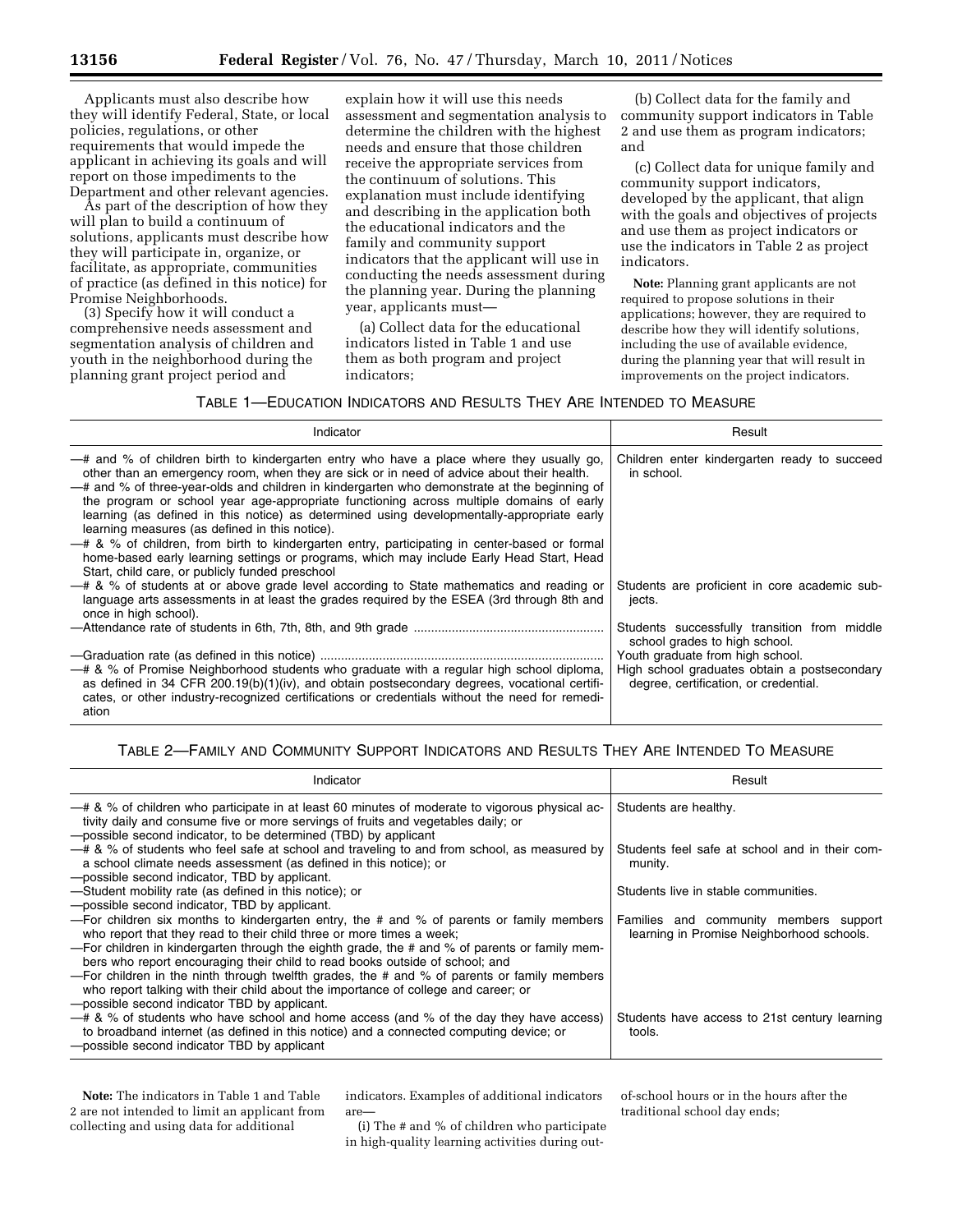Applicants must also describe how they will identify Federal, State, or local policies, regulations, or other requirements that would impede the applicant in achieving its goals and will report on those impediments to the Department and other relevant agencies.

As part of the description of how they will plan to build a continuum of solutions, applicants must describe how they will participate in, organize, or facilitate, as appropriate, communities of practice (as defined in this notice) for Promise Neighborhoods.

(3) Specify how it will conduct a comprehensive needs assessment and segmentation analysis of children and youth in the neighborhood during the planning grant project period and explain how it will use this needs assessment and segmentation analysis to determine the children with the highest needs and ensure that those children receive the appropriate services from the continuum of solutions. This explanation must include identifying and describing in the application both the educational indicators and the family and community support indicators that the applicant will use in conducting the needs assessment during the planning year. During the planning year, applicants must—

(a) Collect data for the educational indicators listed in Table 1 and use them as both program and project indicators;

(b) Collect data for the family and community support indicators in Table 2 and use them as program indicators; and

(c) Collect data for unique family and community support indicators, developed by the applicant, that align with the goals and objectives of projects and use them as project indicators or use the indicators in Table 2 as project indicators.

**Note:** Planning grant applicants are not required to propose solutions in their applications; however, they are required to describe how they will identify solutions, including the use of available evidence, during the planning year that will result in improvements on the project indicators.

TABLE 1—EDUCATION INDICATORS AND RESULTS THEY ARE INTENDED TO MEASURE

| Indicator | Result |
|---|---|
| —# and % of children birth to kindergarten entry who have a place where they usually go, other than an emergency room, when they are sick or in need of advice about their health.<br>—# and % of three-year-olds and children in kindergarten who demonstrate at the beginning of the program or school year age-appropriate functioning across multiple domains of early learning (as defined in this notice) as determined using developmentally-appropriate early learning measures (as defined in this notice).<br>—# & % of children, from birth to kindergarten entry, participating in center-based or formal home-based early learning settings or programs, which may include Early Head Start, Head Start, child care, or publicly funded preschool | Children enter kindergarten ready to succeed in school. |
| —# & % of students at or above grade level according to State mathematics and reading or language arts assessments in at least the grades required by the ESEA (3rd through 8th and once in high school). | Students are proficient in core academic subjects. |
| —Attendance rate of students in 6th, 7th, 8th, and 9th grade | Students successfully transition from middle school grades to high school. |
| —Graduation rate (as defined in this notice) | Youth graduate from high school. |
| —# & % of Promise Neighborhood students who graduate with a regular high school diploma, as defined in 34 CFR 200.19(b)(1)(iv), and obtain postsecondary degrees, vocational certificates, or other industry-recognized certifications or credentials without the need for remediation | High school graduates obtain a postsecondary degree, certification, or credential. |

TABLE 2—FAMILY AND COMMUNITY SUPPORT INDICATORS AND RESULTS THEY ARE INTENDED TO MEASURE

| Indicator | Result |
|---|---|
| —# & % of children who participate in at least 60 minutes of moderate to vigorous physical activity daily and consume five or more servings of fruits and vegetables daily; or<br>—possible second indicator, to be determined (TBD) by applicant | Students are healthy. |
| —# & % of students who feel safe at school and traveling to and from school, as measured by a school climate needs assessment (as defined in this notice); or<br>—possible second indicator, TBD by applicant. | Students feel safe at school and in their community. |
| —Student mobility rate (as defined in this notice); or<br>—possible second indicator, TBD by applicant. | Students live in stable communities. |
| —For children six months to kindergarten entry, the # and % of parents or family members who report that they read to their child three or more times a week;<br>—For children in kindergarten through the eighth grade, the # and % of parents or family members who report encouraging their child to read books outside of school; and<br>—For children in the ninth through twelfth grades, the # and % of parents or family members who report talking with their child about the importance of college and career; or<br>—possible second indicator TBD by applicant. | Families and community members support learning in Promise Neighborhood schools. |
| —# & % of students who have school and home access (and % of the day they have access) to broadband internet (as defined in this notice) and a connected computing device; or<br>—possible second indicator TBD by applicant | Students have access to 21st century learning tools. |

**Note:** The indicators in Table 1 and Table 2 are not intended to limit an applicant from collecting and using data for additional indicators. Examples of additional indicators are—

(i) The # and % of children who participate in high-quality learning activities during out-of-school hours or in the hours after the traditional school day ends;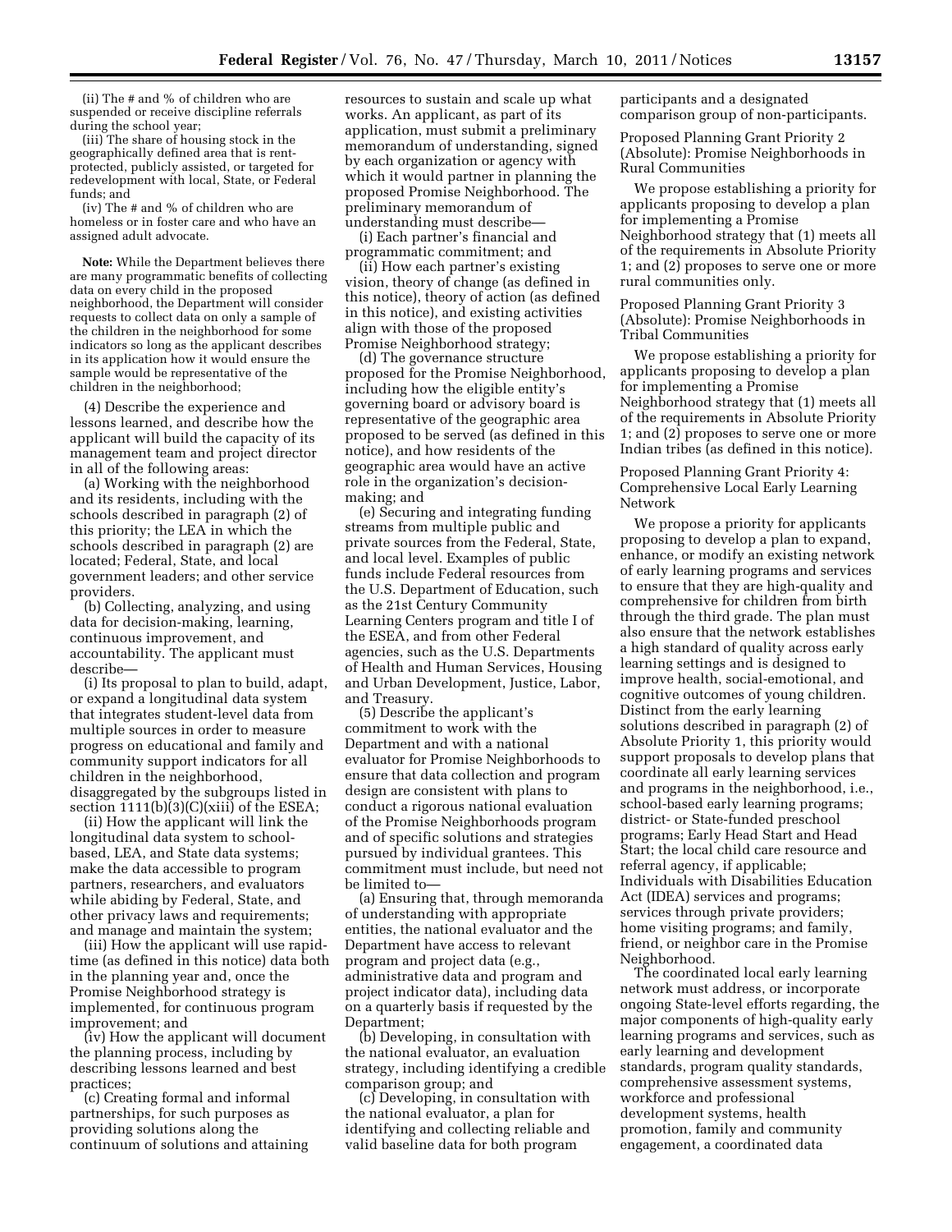(ii) The # and % of children who are suspended or receive discipline referrals during the school year;

(iii) The share of housing stock in the geographically defined area that is rent-protected, publicly assisted, or targeted for redevelopment with local, State, or Federal funds; and

(iv) The # and % of children who are homeless or in foster care and who have an assigned adult advocate.

**Note:** While the Department believes there are many programmatic benefits of collecting data on every child in the proposed neighborhood, the Department will consider requests to collect data on only a sample of the children in the neighborhood for some indicators so long as the applicant describes in its application how it would ensure the sample would be representative of the children in the neighborhood;

(4) Describe the experience and lessons learned, and describe how the applicant will build the capacity of its management team and project director in all of the following areas:

(a) Working with the neighborhood and its residents, including with the schools described in paragraph (2) of this priority; the LEA in which the schools described in paragraph (2) are located; Federal, State, and local government leaders; and other service providers.

(b) Collecting, analyzing, and using data for decision-making, learning, continuous improvement, and accountability. The applicant must describe—

(i) Its proposal to plan to build, adapt, or expand a longitudinal data system that integrates student-level data from multiple sources in order to measure progress on educational and family and community support indicators for all children in the neighborhood, disaggregated by the subgroups listed in section 1111(b)(3)(C)(xiii) of the ESEA;

(ii) How the applicant will link the longitudinal data system to school-based, LEA, and State data systems; make the data accessible to program partners, researchers, and evaluators while abiding by Federal, State, and other privacy laws and requirements; and manage and maintain the system;

(iii) How the applicant will use rapid-time (as defined in this notice) data both in the planning year and, once the Promise Neighborhood strategy is implemented, for continuous program improvement; and

(iv) How the applicant will document the planning process, including by describing lessons learned and best practices;

(c) Creating formal and informal partnerships, for such purposes as providing solutions along the continuum of solutions and attaining resources to sustain and scale up what works. An applicant, as part of its application, must submit a preliminary memorandum of understanding, signed by each organization or agency with which it would partner in planning the proposed Promise Neighborhood. The preliminary memorandum of understanding must describe—

(i) Each partner's financial and programmatic commitment; and

(ii) How each partner's existing vision, theory of change (as defined in this notice), theory of action (as defined in this notice), and existing activities align with those of the proposed Promise Neighborhood strategy;

(d) The governance structure proposed for the Promise Neighborhood, including how the eligible entity's governing board or advisory board is representative of the geographic area proposed to be served (as defined in this notice), and how residents of the geographic area would have an active role in the organization's decision-making; and

(e) Securing and integrating funding streams from multiple public and private sources from the Federal, State, and local level. Examples of public funds include Federal resources from the U.S. Department of Education, such as the 21st Century Community Learning Centers program and title I of the ESEA, and from other Federal agencies, such as the U.S. Departments of Health and Human Services, Housing and Urban Development, Justice, Labor, and Treasury.

(5) Describe the applicant's commitment to work with the Department and with a national evaluator for Promise Neighborhoods to ensure that data collection and program design are consistent with plans to conduct a rigorous national evaluation of the Promise Neighborhoods program and of specific solutions and strategies pursued by individual grantees. This commitment must include, but need not be limited to—

(a) Ensuring that, through memoranda of understanding with appropriate entities, the national evaluator and the Department have access to relevant program and project data (e.g., administrative data and program and project indicator data), including data on a quarterly basis if requested by the Department;

(b) Developing, in consultation with the national evaluator, an evaluation strategy, including identifying a credible comparison group; and

(c) Developing, in consultation with the national evaluator, a plan for identifying and collecting reliable and valid baseline data for both program participants and a designated comparison group of non-participants.

Proposed Planning Grant Priority 2 (Absolute): Promise Neighborhoods in Rural Communities

We propose establishing a priority for applicants proposing to develop a plan for implementing a Promise Neighborhood strategy that (1) meets all of the requirements in Absolute Priority 1; and (2) proposes to serve one or more rural communities only.

Proposed Planning Grant Priority 3 (Absolute): Promise Neighborhoods in Tribal Communities

We propose establishing a priority for applicants proposing to develop a plan for implementing a Promise Neighborhood strategy that (1) meets all of the requirements in Absolute Priority 1; and (2) proposes to serve one or more Indian tribes (as defined in this notice).

Proposed Planning Grant Priority 4: Comprehensive Local Early Learning Network

We propose a priority for applicants proposing to develop a plan to expand, enhance, or modify an existing network of early learning programs and services to ensure that they are high-quality and comprehensive for children from birth through the third grade. The plan must also ensure that the network establishes a high standard of quality across early learning settings and is designed to improve health, social-emotional, and cognitive outcomes of young children. Distinct from the early learning solutions described in paragraph (2) of Absolute Priority 1, this priority would support proposals to develop plans that coordinate all early learning services and programs in the neighborhood, i.e., school-based early learning programs; district- or State-funded preschool programs; Early Head Start and Head Start; the local child care resource and referral agency, if applicable; Individuals with Disabilities Education Act (IDEA) services and programs; services through private providers; home visiting programs; and family, friend, or neighbor care in the Promise Neighborhood.

The coordinated local early learning network must address, or incorporate ongoing State-level efforts regarding, the major components of high-quality early learning programs and services, such as early learning and development standards, program quality standards, comprehensive assessment systems, workforce and professional development systems, health promotion, family and community engagement, a coordinated data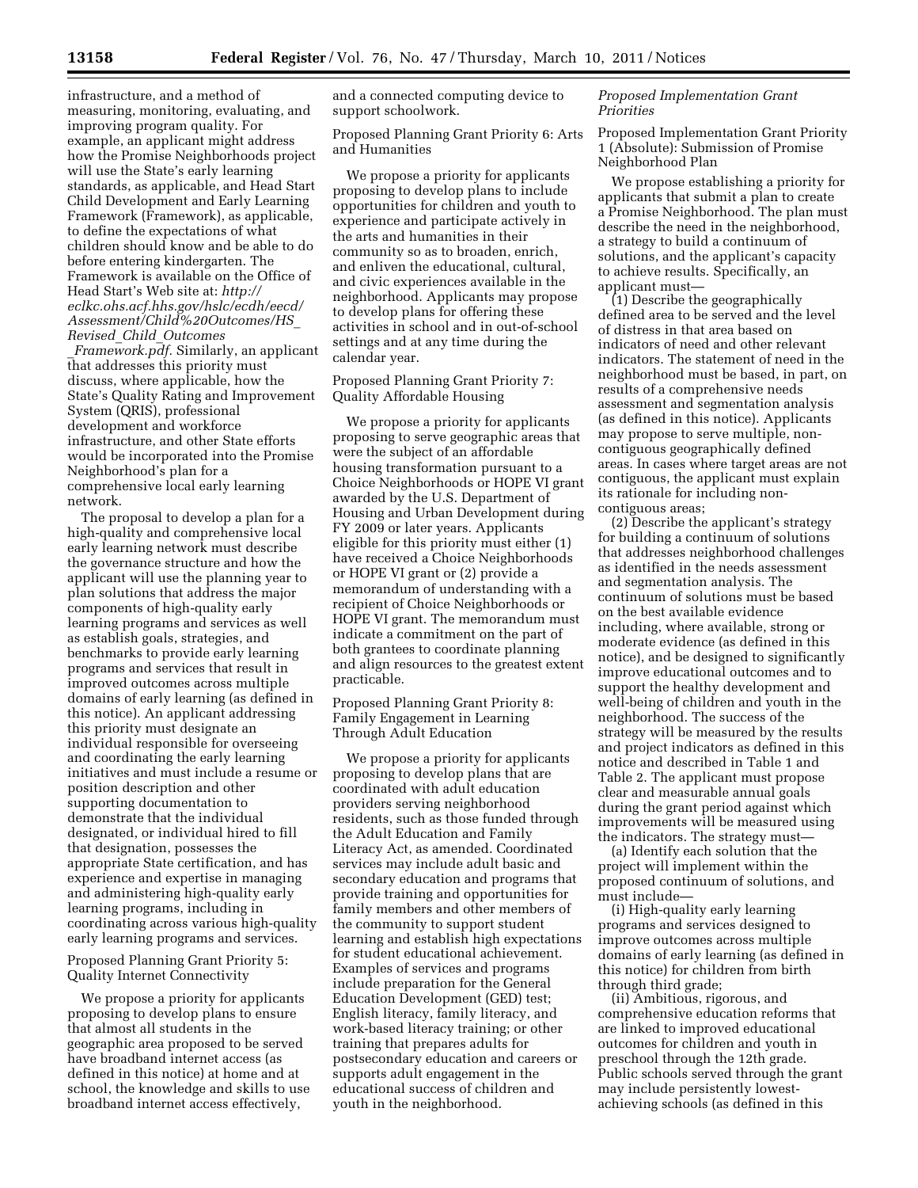infrastructure, and a method of measuring, monitoring, evaluating, and improving program quality. For example, an applicant might address how the Promise Neighborhoods project will use the State's early learning standards, as applicable, and Head Start Child Development and Early Learning Framework (Framework), as applicable, to define the expectations of what children should know and be able to do before entering kindergarten. The Framework is available on the Office of Head Start's Web site at: *http://eclkc.ohs.acf.hhs.gov/hslc/ecdh/eecd/Assessment/Child%20Outcomes/HS_Revised_Child_Outcomes_Framework.pdf.* Similarly, an applicant that addresses this priority must discuss, where applicable, how the State's Quality Rating and Improvement System (QRIS), professional development and workforce infrastructure, and other State efforts would be incorporated into the Promise Neighborhood's plan for a comprehensive local early learning network.

The proposal to develop a plan for a high-quality and comprehensive local early learning network must describe the governance structure and how the applicant will use the planning year to plan solutions that address the major components of high-quality early learning programs and services as well as establish goals, strategies, and benchmarks to provide early learning programs and services that result in improved outcomes across multiple domains of early learning (as defined in this notice). An applicant addressing this priority must designate an individual responsible for overseeing and coordinating the early learning initiatives and must include a resume or position description and other supporting documentation to demonstrate that the individual designated, or individual hired to fill that designation, possesses the appropriate State certification, and has experience and expertise in managing and administering high-quality early learning programs, including in coordinating across various high-quality early learning programs and services.

Proposed Planning Grant Priority 5: Quality Internet Connectivity

We propose a priority for applicants proposing to develop plans to ensure that almost all students in the geographic area proposed to be served have broadband internet access (as defined in this notice) at home and at school, the knowledge and skills to use broadband internet access effectively, and a connected computing device to support schoolwork.

Proposed Planning Grant Priority 6: Arts and Humanities

We propose a priority for applicants proposing to develop plans to include opportunities for children and youth to experience and participate actively in the arts and humanities in their community so as to broaden, enrich, and enliven the educational, cultural, and civic experiences available in the neighborhood. Applicants may propose to develop plans for offering these activities in school and in out-of-school settings and at any time during the calendar year.

Proposed Planning Grant Priority 7: Quality Affordable Housing

We propose a priority for applicants proposing to serve geographic areas that were the subject of an affordable housing transformation pursuant to a Choice Neighborhoods or HOPE VI grant awarded by the U.S. Department of Housing and Urban Development during FY 2009 or later years. Applicants eligible for this priority must either (1) have received a Choice Neighborhoods or HOPE VI grant or (2) provide a memorandum of understanding with a recipient of Choice Neighborhoods or HOPE VI grant. The memorandum must indicate a commitment on the part of both grantees to coordinate planning and align resources to the greatest extent practicable.

Proposed Planning Grant Priority 8: Family Engagement in Learning Through Adult Education

We propose a priority for applicants proposing to develop plans that are coordinated with adult education providers serving neighborhood residents, such as those funded through the Adult Education and Family Literacy Act, as amended. Coordinated services may include adult basic and secondary education and programs that provide training and opportunities for family members and other members of the community to support student learning and establish high expectations for student educational achievement. Examples of services and programs include preparation for the General Education Development (GED) test; English literacy, family literacy, and work-based literacy training; or other training that prepares adults for postsecondary education and careers or supports adult engagement in the educational success of children and youth in the neighborhood.

*Proposed Implementation Grant Priorities*

Proposed Implementation Grant Priority 1 (Absolute): Submission of Promise Neighborhood Plan

We propose establishing a priority for applicants that submit a plan to create a Promise Neighborhood. The plan must describe the need in the neighborhood, a strategy to build a continuum of solutions, and the applicant's capacity to achieve results. Specifically, an applicant must—

(1) Describe the geographically defined area to be served and the level of distress in that area based on indicators of need and other relevant indicators. The statement of need in the neighborhood must be based, in part, on results of a comprehensive needs assessment and segmentation analysis (as defined in this notice). Applicants may propose to serve multiple, non-contiguous geographically defined areas. In cases where target areas are not contiguous, the applicant must explain its rationale for including non-contiguous areas;

(2) Describe the applicant's strategy for building a continuum of solutions that addresses neighborhood challenges as identified in the needs assessment and segmentation analysis. The continuum of solutions must be based on the best available evidence including, where available, strong or moderate evidence (as defined in this notice), and be designed to significantly improve educational outcomes and to support the healthy development and well-being of children and youth in the neighborhood. The success of the strategy will be measured by the results and project indicators as defined in this notice and described in Table 1 and Table 2. The applicant must propose clear and measurable annual goals during the grant period against which improvements will be measured using the indicators. The strategy must—

(a) Identify each solution that the project will implement within the proposed continuum of solutions, and must include—

(i) High-quality early learning programs and services designed to improve outcomes across multiple domains of early learning (as defined in this notice) for children from birth through third grade;

(ii) Ambitious, rigorous, and comprehensive education reforms that are linked to improved educational outcomes for children and youth in preschool through the 12th grade. Public schools served through the grant may include persistently lowest-achieving schools (as defined in this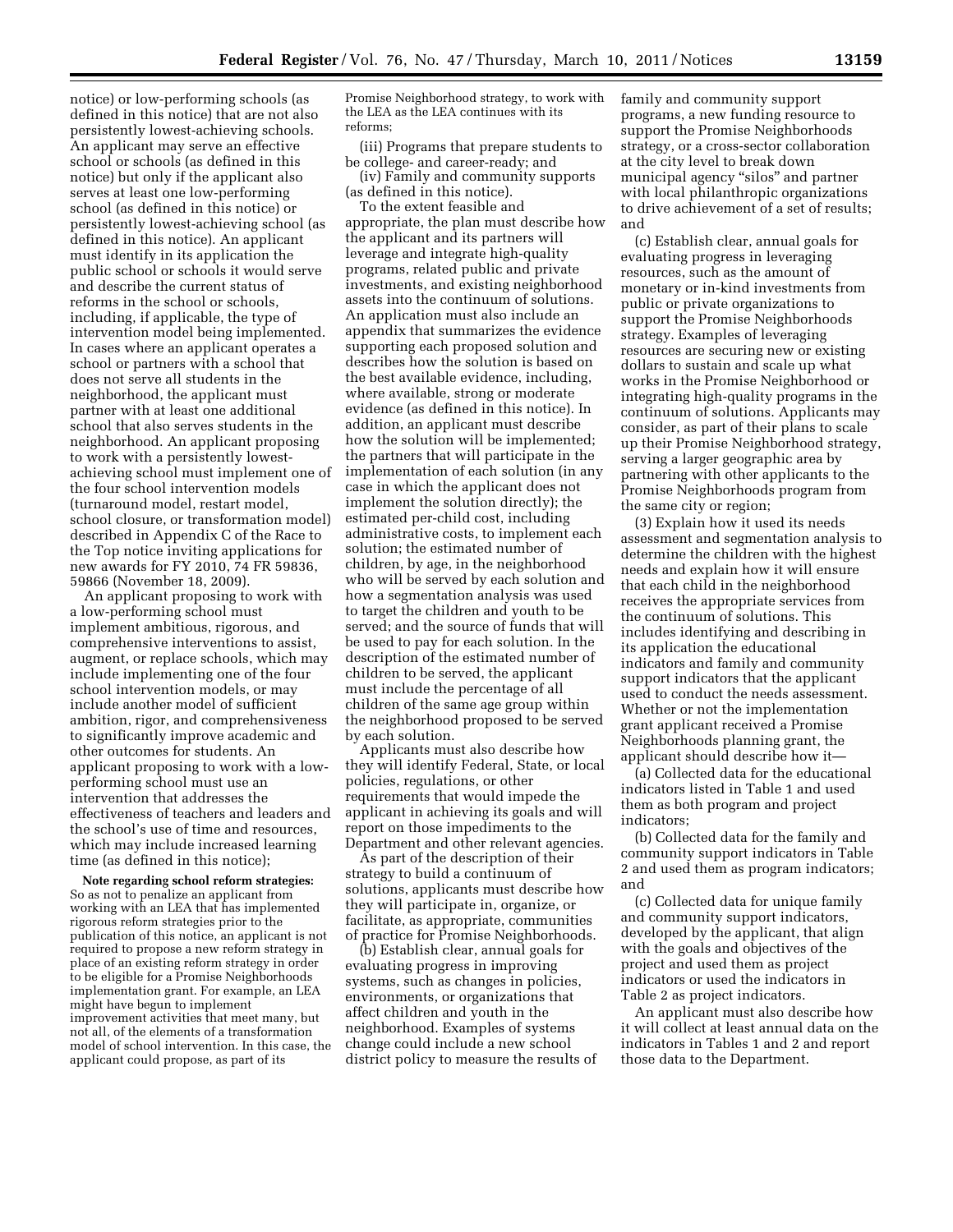notice) or low-performing schools (as defined in this notice) that are not also persistently lowest-achieving schools. An applicant may serve an effective school or schools (as defined in this notice) but only if the applicant also serves at least one low-performing school (as defined in this notice) or persistently lowest-achieving school (as defined in this notice). An applicant must identify in its application the public school or schools it would serve and describe the current status of reforms in the school or schools, including, if applicable, the type of intervention model being implemented. In cases where an applicant operates a school or partners with a school that does not serve all students in the neighborhood, the applicant must partner with at least one additional school that also serves students in the neighborhood. An applicant proposing to work with a persistently lowest-achieving school must implement one of the four school intervention models (turnaround model, restart model, school closure, or transformation model) described in Appendix C of the Race to the Top notice inviting applications for new awards for FY 2010, 74 FR 59836, 59866 (November 18, 2009).

An applicant proposing to work with a low-performing school must implement ambitious, rigorous, and comprehensive interventions to assist, augment, or replace schools, which may include implementing one of the four school intervention models, or may include another model of sufficient ambition, rigor, and comprehensiveness to significantly improve academic and other outcomes for students. An applicant proposing to work with a low-performing school must use an intervention that addresses the effectiveness of teachers and leaders and the school's use of time and resources, which may include increased learning time (as defined in this notice);

**Note regarding school reform strategies:** So as not to penalize an applicant from working with an LEA that has implemented rigorous reform strategies prior to the publication of this notice, an applicant is not required to propose a new reform strategy in place of an existing reform strategy in order to be eligible for a Promise Neighborhoods implementation grant. For example, an LEA might have begun to implement improvement activities that meet many, but not all, of the elements of a transformation model of school intervention. In this case, the applicant could propose, as part of its Promise Neighborhood strategy, to work with the LEA as the LEA continues with its reforms;

(iii) Programs that prepare students to be college- and career-ready; and

(iv) Family and community supports (as defined in this notice).

To the extent feasible and appropriate, the plan must describe how the applicant and its partners will leverage and integrate high-quality programs, related public and private investments, and existing neighborhood assets into the continuum of solutions. An application must also include an appendix that summarizes the evidence supporting each proposed solution and describes how the solution is based on the best available evidence, including, where available, strong or moderate evidence (as defined in this notice). In addition, an applicant must describe how the solution will be implemented; the partners that will participate in the implementation of each solution (in any case in which the applicant does not implement the solution directly); the estimated per-child cost, including administrative costs, to implement each solution; the estimated number of children, by age, in the neighborhood who will be served by each solution and how a segmentation analysis was used to target the children and youth to be served; and the source of funds that will be used to pay for each solution. In the description of the estimated number of children to be served, the applicant must include the percentage of all children of the same age group within the neighborhood proposed to be served by each solution.

Applicants must also describe how they will identify Federal, State, or local policies, regulations, or other requirements that would impede the applicant in achieving its goals and will report on those impediments to the Department and other relevant agencies.

As part of the description of their strategy to build a continuum of solutions, applicants must describe how they will participate in, organize, or facilitate, as appropriate, communities of practice for Promise Neighborhoods.

(b) Establish clear, annual goals for evaluating progress in improving systems, such as changes in policies, environments, or organizations that affect children and youth in the neighborhood. Examples of systems change could include a new school district policy to measure the results of family and community support programs, a new funding resource to support the Promise Neighborhoods strategy, or a cross-sector collaboration at the city level to break down municipal agency "silos" and partner with local philanthropic organizations to drive achievement of a set of results; and

(c) Establish clear, annual goals for evaluating progress in leveraging resources, such as the amount of monetary or in-kind investments from public or private organizations to support the Promise Neighborhoods strategy. Examples of leveraging resources are securing new or existing dollars to sustain and scale up what works in the Promise Neighborhood or integrating high-quality programs in the continuum of solutions. Applicants may consider, as part of their plans to scale up their Promise Neighborhood strategy, serving a larger geographic area by partnering with other applicants to the Promise Neighborhoods program from the same city or region;

(3) Explain how it used its needs assessment and segmentation analysis to determine the children with the highest needs and explain how it will ensure that each child in the neighborhood receives the appropriate services from the continuum of solutions. This includes identifying and describing in its application the educational indicators and family and community support indicators that the applicant used to conduct the needs assessment. Whether or not the implementation grant applicant received a Promise Neighborhoods planning grant, the applicant should describe how it—

(a) Collected data for the educational indicators listed in Table 1 and used them as both program and project indicators;

(b) Collected data for the family and community support indicators in Table 2 and used them as program indicators; and

(c) Collected data for unique family and community support indicators, developed by the applicant, that align with the goals and objectives of the project and used them as project indicators or used the indicators in Table 2 as project indicators.

An applicant must also describe how it will collect at least annual data on the indicators in Tables 1 and 2 and report those data to the Department.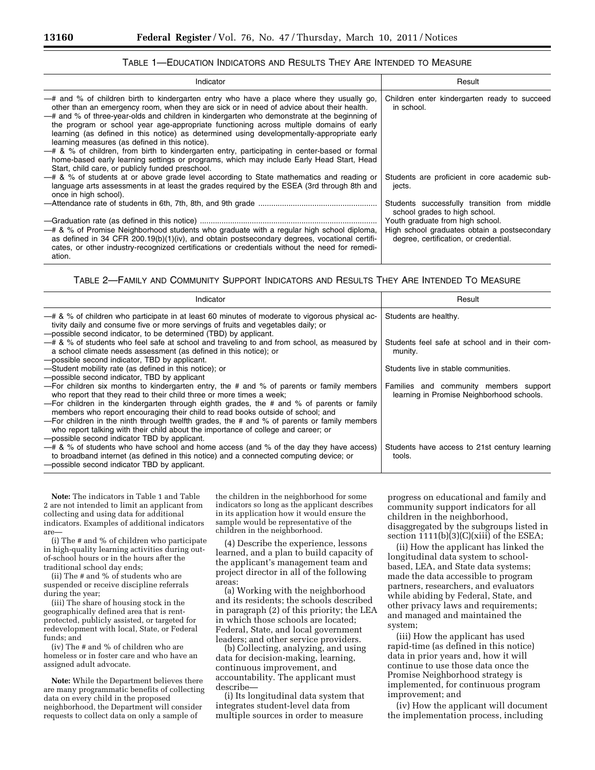### TABLE 1—EDUCATION INDICATORS AND RESULTS THEY ARE INTENDED TO MEASURE

| Indicator | Result |
| --- | --- |
| —# and % of children birth to kindergarten entry who have a place where they usually go, other than an emergency room, when they are sick or in need of advice about their health.<br>—# and % of three-year-olds and children in kindergarten who demonstrate at the beginning of the program or school year age-appropriate functioning across multiple domains of early learning (as defined in this notice) as determined using developmentally-appropriate early learning measures (as defined in this notice).<br>—# & % of children, from birth to kindergarten entry, participating in center-based or formal home-based early learning settings or programs, which may include Early Head Start, Head Start, child care, or publicly funded preschool. | Children enter kindergarten ready to succeed in school. |
| —# & % of students at or above grade level according to State mathematics and reading or language arts assessments in at least the grades required by the ESEA (3rd through 8th and once in high school). | Students are proficient in core academic subjects. |
| —Attendance rate of students in 6th, 7th, 8th, and 9th grade | Students successfully transition from middle school grades to high school. |
| —Graduation rate (as defined in this notice) | Youth graduate from high school. |
| —# & % of Promise Neighborhood students who graduate with a regular high school diploma, as defined in 34 CFR 200.19(b)(1)(iv), and obtain postsecondary degrees, vocational certificates, or other industry-recognized certifications or credentials without the need for remediation. | High school graduates obtain a postsecondary degree, certification, or credential. |

### TABLE 2—FAMILY AND COMMUNITY SUPPORT INDICATORS AND RESULTS THEY ARE INTENDED TO MEASURE

| Indicator | Result |
| --- | --- |
| —# & % of children who participate in at least 60 minutes of moderate to vigorous physical activity daily and consume five or more servings of fruits and vegetables daily; or<br>—possible second indicator, to be determined (TBD) by applicant. | Students are healthy. |
| —# & % of students who feel safe at school and traveling to and from school, as measured by a school climate needs assessment (as defined in this notice); or<br>—possible second indicator, TBD by applicant. | Students feel safe at school and in their community. |
| —Student mobility rate (as defined in this notice); or<br>—possible second indicator, TBD by applicant | Students live in stable communities. |
| —For children six months to kindergarten entry, the # and % of parents or family members who report that they read to their child three or more times a week;<br>—For children in the kindergarten through eighth grades, the # and % of parents or family members who report encouraging their child to read books outside of school; and<br>—For children in the ninth through twelfth grades, the # and % of parents or family members who report talking with their child about the importance of college and career; or<br>—possible second indicator TBD by applicant. | Families and community members support learning in Promise Neighborhood schools. |
| —# & % of students who have school and home access (and % of the day they have access) to broadband internet (as defined in this notice) and a connected computing device; or<br>—possible second indicator TBD by applicant. | Students have access to 21st century learning tools. |

**Note:** The indicators in Table 1 and Table 2 are not intended to limit an applicant from collecting and using data for additional indicators. Examples of additional indicators are—

(i) The # and % of children who participate in high-quality learning activities during out-of-school hours or in the hours after the traditional school day ends;

(ii) The # and % of students who are suspended or receive discipline referrals during the year;

(iii) The share of housing stock in the geographically defined area that is rent-protected, publicly assisted, or targeted for redevelopment with local, State, or Federal funds; and

(iv) The # and % of children who are homeless or in foster care and who have an assigned adult advocate.

**Note:** While the Department believes there are many programmatic benefits of collecting data on every child in the proposed neighborhood, the Department will consider requests to collect data on only a sample of the children in the neighborhood for some indicators so long as the applicant describes in its application how it would ensure the sample would be representative of the children in the neighborhood.

(4) Describe the experience, lessons learned, and a plan to build capacity of the applicant's management team and project director in all of the following areas:

(a) Working with the neighborhood and its residents; the schools described in paragraph (2) of this priority; the LEA in which those schools are located; Federal, State, and local government leaders; and other service providers.

(b) Collecting, analyzing, and using data for decision-making, learning, continuous improvement, and accountability. The applicant must describe—

(i) Its longitudinal data system that integrates student-level data from multiple sources in order to measure progress on educational and family and community support indicators for all children in the neighborhood, disaggregated by the subgroups listed in section 1111(b)(3)(C)(xiii) of the ESEA;

(ii) How the applicant has linked the longitudinal data system to school-based, LEA, and State data systems; made the data accessible to program partners, researchers, and evaluators while abiding by Federal, State, and other privacy laws and requirements; and managed and maintained the system;

(iii) How the applicant has used rapid-time (as defined in this notice) data in prior years and, how it will continue to use those data once the Promise Neighborhood strategy is implemented, for continuous program improvement; and

(iv) How the applicant will document the implementation process, including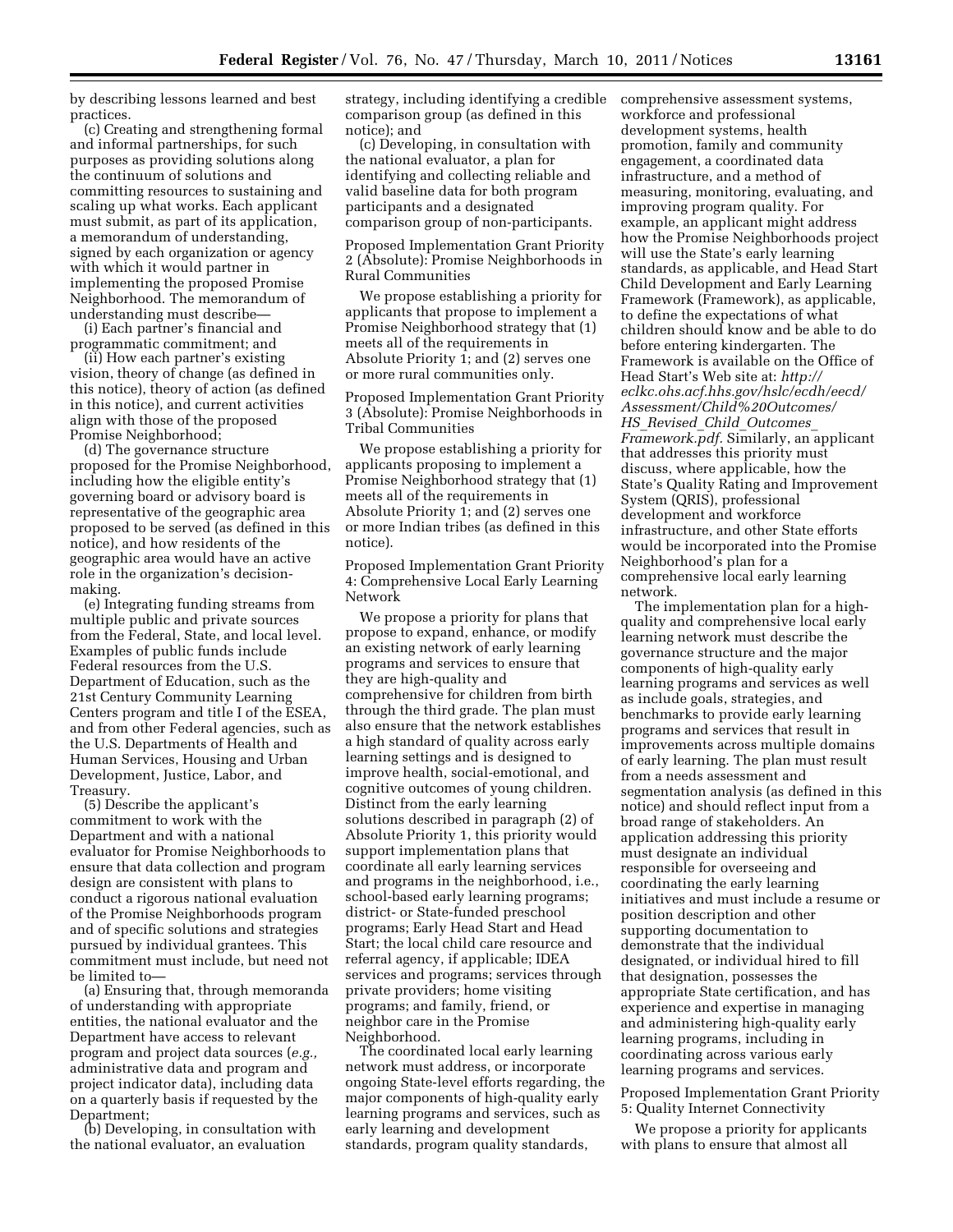by describing lessons learned and best practices.

(c) Creating and strengthening formal and informal partnerships, for such purposes as providing solutions along the continuum of solutions and committing resources to sustaining and scaling up what works. Each applicant must submit, as part of its application, a memorandum of understanding, signed by each organization or agency with which it would partner in implementing the proposed Promise Neighborhood. The memorandum of understanding must describe—

(i) Each partner's financial and programmatic commitment; and

(ii) How each partner's existing vision, theory of change (as defined in this notice), theory of action (as defined in this notice), and current activities align with those of the proposed Promise Neighborhood;

(d) The governance structure proposed for the Promise Neighborhood, including how the eligible entity's governing board or advisory board is representative of the geographic area proposed to be served (as defined in this notice), and how residents of the geographic area would have an active role in the organization's decision-making.

(e) Integrating funding streams from multiple public and private sources from the Federal, State, and local level. Examples of public funds include Federal resources from the U.S. Department of Education, such as the 21st Century Community Learning Centers program and title I of the ESEA, and from other Federal agencies, such as the U.S. Departments of Health and Human Services, Housing and Urban Development, Justice, Labor, and Treasury.

(5) Describe the applicant's commitment to work with the Department and with a national evaluator for Promise Neighborhoods to ensure that data collection and program design are consistent with plans to conduct a rigorous national evaluation of the Promise Neighborhoods program and of specific solutions and strategies pursued by individual grantees. This commitment must include, but need not be limited to—

(a) Ensuring that, through memoranda of understanding with appropriate entities, the national evaluator and the Department have access to relevant program and project data sources (*e.g.,* administrative data and program and project indicator data), including data on a quarterly basis if requested by the Department;

(b) Developing, in consultation with the national evaluator, an evaluation strategy, including identifying a credible comparison group (as defined in this notice); and

(c) Developing, in consultation with the national evaluator, a plan for identifying and collecting reliable and valid baseline data for both program participants and a designated comparison group of non-participants.

Proposed Implementation Grant Priority 2 (Absolute): Promise Neighborhoods in Rural Communities

We propose establishing a priority for applicants that propose to implement a Promise Neighborhood strategy that (1) meets all of the requirements in Absolute Priority 1; and (2) serves one or more rural communities only.

Proposed Implementation Grant Priority 3 (Absolute): Promise Neighborhoods in Tribal Communities

We propose establishing a priority for applicants proposing to implement a Promise Neighborhood strategy that (1) meets all of the requirements in Absolute Priority 1; and (2) serves one or more Indian tribes (as defined in this notice).

Proposed Implementation Grant Priority 4: Comprehensive Local Early Learning Network

We propose a priority for plans that propose to expand, enhance, or modify an existing network of early learning programs and services to ensure that they are high-quality and comprehensive for children from birth through the third grade. The plan must also ensure that the network establishes a high standard of quality across early learning settings and is designed to improve health, social-emotional, and cognitive outcomes of young children. Distinct from the early learning solutions described in paragraph (2) of Absolute Priority 1, this priority would support implementation plans that coordinate all early learning services and programs in the neighborhood, i.e., school-based early learning programs; district- or State-funded preschool programs; Early Head Start and Head Start; the local child care resource and referral agency, if applicable; IDEA services and programs; services through private providers; home visiting programs; and family, friend, or neighbor care in the Promise Neighborhood.

The coordinated local early learning network must address, or incorporate ongoing State-level efforts regarding, the major components of high-quality early learning programs and services, such as early learning and development standards, program quality standards, comprehensive assessment systems, workforce and professional development systems, health promotion, family and community engagement, a coordinated data infrastructure, and a method of measuring, monitoring, evaluating, and improving program quality. For example, an applicant might address how the Promise Neighborhoods project will use the State's early learning standards, as applicable, and Head Start Child Development and Early Learning Framework (Framework), as applicable, to define the expectations of what children should know and be able to do before entering kindergarten. The Framework is available on the Office of Head Start's Web site at: *http://eclkc.ohs.acf.hhs.gov/hslc/ecdh/eecd/Assessment/Child%20Outcomes/HS_Revised_Child_Outcomes_Framework.pdf.* Similarly, an applicant that addresses this priority must discuss, where applicable, how the State's Quality Rating and Improvement System (QRIS), professional development and workforce infrastructure, and other State efforts would be incorporated into the Promise Neighborhood's plan for a comprehensive local early learning network.

The implementation plan for a high-quality and comprehensive local early learning network must describe the governance structure and the major components of high-quality early learning programs and services as well as include goals, strategies, and benchmarks to provide early learning programs and services that result in improvements across multiple domains of early learning. The plan must result from a needs assessment and segmentation analysis (as defined in this notice) and should reflect input from a broad range of stakeholders. An application addressing this priority must designate an individual responsible for overseeing and coordinating the early learning initiatives and must include a resume or position description and other supporting documentation to demonstrate that the individual designated, or individual hired to fill that designation, possesses the appropriate State certification, and has experience and expertise in managing and administering high-quality early learning programs, including in coordinating across various early learning programs and services.

Proposed Implementation Grant Priority 5: Quality Internet Connectivity

We propose a priority for applicants with plans to ensure that almost all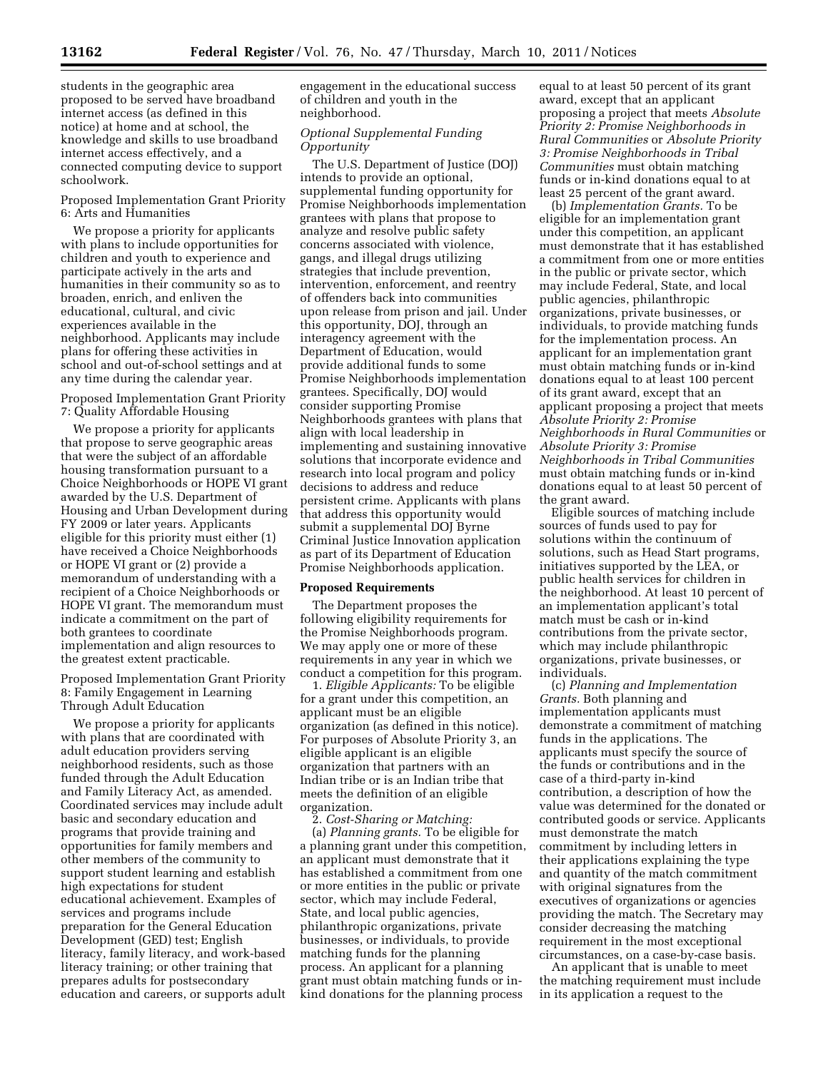students in the geographic area proposed to be served have broadband internet access (as defined in this notice) at home and at school, the knowledge and skills to use broadband internet access effectively, and a connected computing device to support schoolwork.

Proposed Implementation Grant Priority 6: Arts and Humanities

We propose a priority for applicants with plans to include opportunities for children and youth to experience and participate actively in the arts and humanities in their community so as to broaden, enrich, and enliven the educational, cultural, and civic experiences available in the neighborhood. Applicants may include plans for offering these activities in school and out-of-school settings and at any time during the calendar year.

Proposed Implementation Grant Priority 7: Quality Affordable Housing

We propose a priority for applicants that propose to serve geographic areas that were the subject of an affordable housing transformation pursuant to a Choice Neighborhoods or HOPE VI grant awarded by the U.S. Department of Housing and Urban Development during FY 2009 or later years. Applicants eligible for this priority must either (1) have received a Choice Neighborhoods or HOPE VI grant or (2) provide a memorandum of understanding with a recipient of a Choice Neighborhoods or HOPE VI grant. The memorandum must indicate a commitment on the part of both grantees to coordinate implementation and align resources to the greatest extent practicable.

Proposed Implementation Grant Priority 8: Family Engagement in Learning Through Adult Education

We propose a priority for applicants with plans that are coordinated with adult education providers serving neighborhood residents, such as those funded through the Adult Education and Family Literacy Act, as amended. Coordinated services may include adult basic and secondary education and programs that provide training and opportunities for family members and other members of the community to support student learning and establish high expectations for student educational achievement. Examples of services and programs include preparation for the General Education Development (GED) test; English literacy, family literacy, and work-based literacy training; or other training that prepares adults for postsecondary education and careers, or supports adult engagement in the educational success of children and youth in the neighborhood.

*Optional Supplemental Funding Opportunity*

The U.S. Department of Justice (DOJ) intends to provide an optional, supplemental funding opportunity for Promise Neighborhoods implementation grantees with plans that propose to analyze and resolve public safety concerns associated with violence, gangs, and illegal drugs utilizing strategies that include prevention, intervention, enforcement, and reentry of offenders back into communities upon release from prison and jail. Under this opportunity, DOJ, through an interagency agreement with the Department of Education, would provide additional funds to some Promise Neighborhoods implementation grantees. Specifically, DOJ would consider supporting Promise Neighborhoods grantees with plans that align with local leadership in implementing and sustaining innovative solutions that incorporate evidence and research into local program and policy decisions to address and reduce persistent crime. Applicants with plans that address this opportunity would submit a supplemental DOJ Byrne Criminal Justice Innovation application as part of its Department of Education Promise Neighborhoods application.

**Proposed Requirements**

The Department proposes the following eligibility requirements for the Promise Neighborhoods program. We may apply one or more of these requirements in any year in which we conduct a competition for this program.

1. *Eligible Applicants:* To be eligible for a grant under this competition, an applicant must be an eligible organization (as defined in this notice). For purposes of Absolute Priority 3, an eligible applicant is an eligible organization that partners with an Indian tribe or is an Indian tribe that meets the definition of an eligible organization.

2. *Cost-Sharing or Matching:*

(a) *Planning grants.* To be eligible for a planning grant under this competition, an applicant must demonstrate that it has established a commitment from one or more entities in the public or private sector, which may include Federal, State, and local public agencies, philanthropic organizations, private businesses, or individuals, to provide matching funds for the planning process. An applicant for a planning grant must obtain matching funds or in-kind donations for the planning process equal to at least 50 percent of its grant award, except that an applicant proposing a project that meets *Absolute Priority 2: Promise Neighborhoods in Rural Communities* or *Absolute Priority 3: Promise Neighborhoods in Tribal Communities* must obtain matching funds or in-kind donations equal to at least 25 percent of the grant award.

(b) *Implementation Grants.* To be eligible for an implementation grant under this competition, an applicant must demonstrate that it has established a commitment from one or more entities in the public or private sector, which may include Federal, State, and local public agencies, philanthropic organizations, private businesses, or individuals, to provide matching funds for the implementation process. An applicant for an implementation grant must obtain matching funds or in-kind donations equal to at least 100 percent of its grant award, except that an applicant proposing a project that meets *Absolute Priority 2: Promise Neighborhoods in Rural Communities* or *Absolute Priority 3: Promise Neighborhoods in Tribal Communities* must obtain matching funds or in-kind donations equal to at least 50 percent of the grant award.

Eligible sources of matching include sources of funds used to pay for solutions within the continuum of solutions, such as Head Start programs, initiatives supported by the LEA, or public health services for children in the neighborhood. At least 10 percent of an implementation applicant's total match must be cash or in-kind contributions from the private sector, which may include philanthropic organizations, private businesses, or individuals.

(c) *Planning and Implementation Grants.* Both planning and implementation applicants must demonstrate a commitment of matching funds in the applications. The applicants must specify the source of the funds or contributions and in the case of a third-party in-kind contribution, a description of how the value was determined for the donated or contributed goods or service. Applicants must demonstrate the match commitment by including letters in their applications explaining the type and quantity of the match commitment with original signatures from the executives of organizations or agencies providing the match. The Secretary may consider decreasing the matching requirement in the most exceptional circumstances, on a case-by-case basis.

An applicant that is unable to meet the matching requirement must include in its application a request to the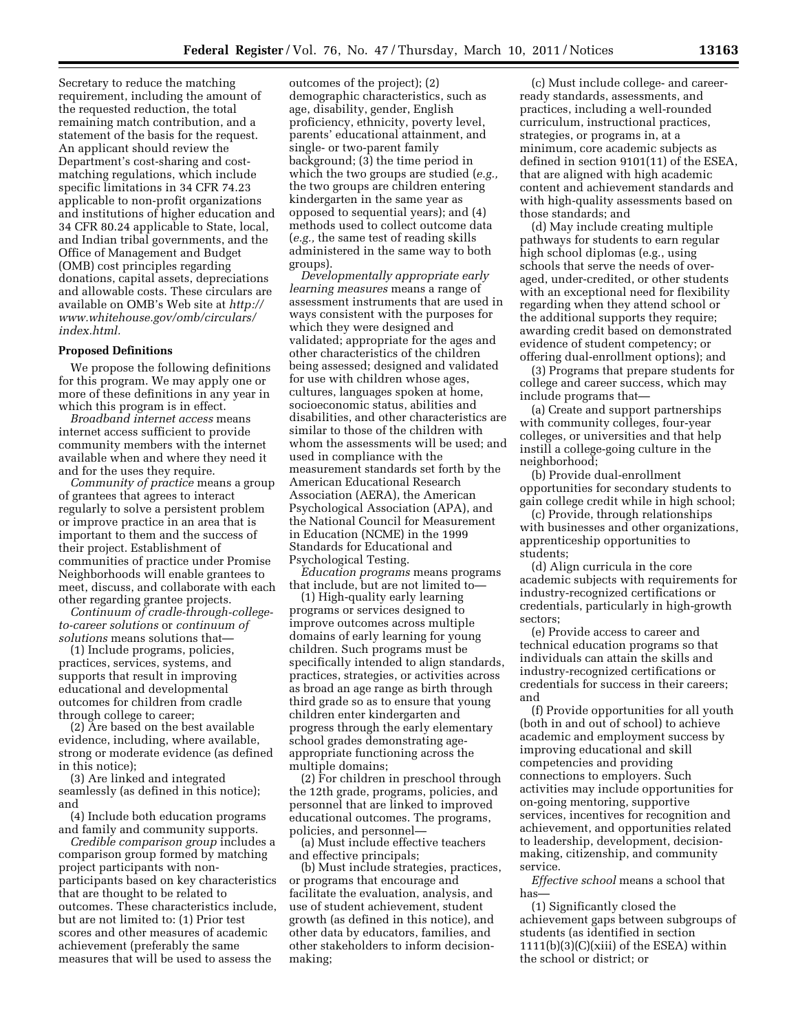Secretary to reduce the matching requirement, including the amount of the requested reduction, the total remaining match contribution, and a statement of the basis for the request. An applicant should review the Department's cost-sharing and cost-matching regulations, which include specific limitations in 34 CFR 74.23 applicable to non-profit organizations and institutions of higher education and 34 CFR 80.24 applicable to State, local, and Indian tribal governments, and the Office of Management and Budget (OMB) cost principles regarding donations, capital assets, depreciations and allowable costs. These circulars are available on OMB's Web site at *http://www.whitehouse.gov/omb/circulars/index.html.*

**Proposed Definitions**

We propose the following definitions for this program. We may apply one or more of these definitions in any year in which this program is in effect.

*Broadband internet access* means internet access sufficient to provide community members with the internet available when and where they need it and for the uses they require.

*Community of practice* means a group of grantees that agrees to interact regularly to solve a persistent problem or improve practice in an area that is important to them and the success of their project. Establishment of communities of practice under Promise Neighborhoods will enable grantees to meet, discuss, and collaborate with each other regarding grantee projects.

*Continuum of cradle-through-college-to-career solutions* or *continuum of solutions* means solutions that—

(1) Include programs, policies, practices, services, systems, and supports that result in improving educational and developmental outcomes for children from cradle through college to career;

(2) Are based on the best available evidence, including, where available, strong or moderate evidence (as defined in this notice);

(3) Are linked and integrated seamlessly (as defined in this notice); and

(4) Include both education programs and family and community supports.

*Credible comparison group* includes a comparison group formed by matching project participants with non-participants based on key characteristics that are thought to be related to outcomes. These characteristics include, but are not limited to: (1) Prior test scores and other measures of academic achievement (preferably the same measures that will be used to assess the outcomes of the project); (2) demographic characteristics, such as age, disability, gender, English proficiency, ethnicity, poverty level, parents' educational attainment, and single- or two-parent family background; (3) the time period in which the two groups are studied (*e.g.,* the two groups are children entering kindergarten in the same year as opposed to sequential years); and (4) methods used to collect outcome data (*e.g.,* the same test of reading skills administered in the same way to both groups).

*Developmentally appropriate early learning measures* means a range of assessment instruments that are used in ways consistent with the purposes for which they were designed and validated; appropriate for the ages and other characteristics of the children being assessed; designed and validated for use with children whose ages, cultures, languages spoken at home, socioeconomic status, abilities and disabilities, and other characteristics are similar to those of the children with whom the assessments will be used; and used in compliance with the measurement standards set forth by the American Educational Research Association (AERA), the American Psychological Association (APA), and the National Council for Measurement in Education (NCME) in the 1999 Standards for Educational and Psychological Testing.

*Education programs* means programs that include, but are not limited to—

(1) High-quality early learning programs or services designed to improve outcomes across multiple domains of early learning for young children. Such programs must be specifically intended to align standards, practices, strategies, or activities across as broad an age range as birth through third grade so as to ensure that young children enter kindergarten and progress through the early elementary school grades demonstrating age-appropriate functioning across the multiple domains;

(2) For children in preschool through the 12th grade, programs, policies, and personnel that are linked to improved educational outcomes. The programs, policies, and personnel—

(a) Must include effective teachers and effective principals;

(b) Must include strategies, practices, or programs that encourage and facilitate the evaluation, analysis, and use of student achievement, student growth (as defined in this notice), and other data by educators, families, and other stakeholders to inform decision-making;

(c) Must include college- and career-ready standards, assessments, and practices, including a well-rounded curriculum, instructional practices, strategies, or programs in, at a minimum, core academic subjects as defined in section 9101(11) of the ESEA, that are aligned with high academic content and achievement standards and with high-quality assessments based on those standards; and

(d) May include creating multiple pathways for students to earn regular high school diplomas (e.g., using schools that serve the needs of over-aged, under-credited, or other students with an exceptional need for flexibility regarding when they attend school or the additional supports they require; awarding credit based on demonstrated evidence of student competency; or offering dual-enrollment options); and

(3) Programs that prepare students for college and career success, which may include programs that—

(a) Create and support partnerships with community colleges, four-year colleges, or universities and that help instill a college-going culture in the neighborhood;

(b) Provide dual-enrollment opportunities for secondary students to gain college credit while in high school;

(c) Provide, through relationships with businesses and other organizations, apprenticeship opportunities to students;

(d) Align curricula in the core academic subjects with requirements for industry-recognized certifications or credentials, particularly in high-growth sectors;

(e) Provide access to career and technical education programs so that individuals can attain the skills and industry-recognized certifications or credentials for success in their careers; and

(f) Provide opportunities for all youth (both in and out of school) to achieve academic and employment success by improving educational and skill competencies and providing connections to employers. Such activities may include opportunities for on-going mentoring, supportive services, incentives for recognition and achievement, and opportunities related to leadership, development, decision-making, citizenship, and community service.

*Effective school* means a school that has—

(1) Significantly closed the achievement gaps between subgroups of students (as identified in section 1111(b)(3)(C)(xiii) of the ESEA) within the school or district; or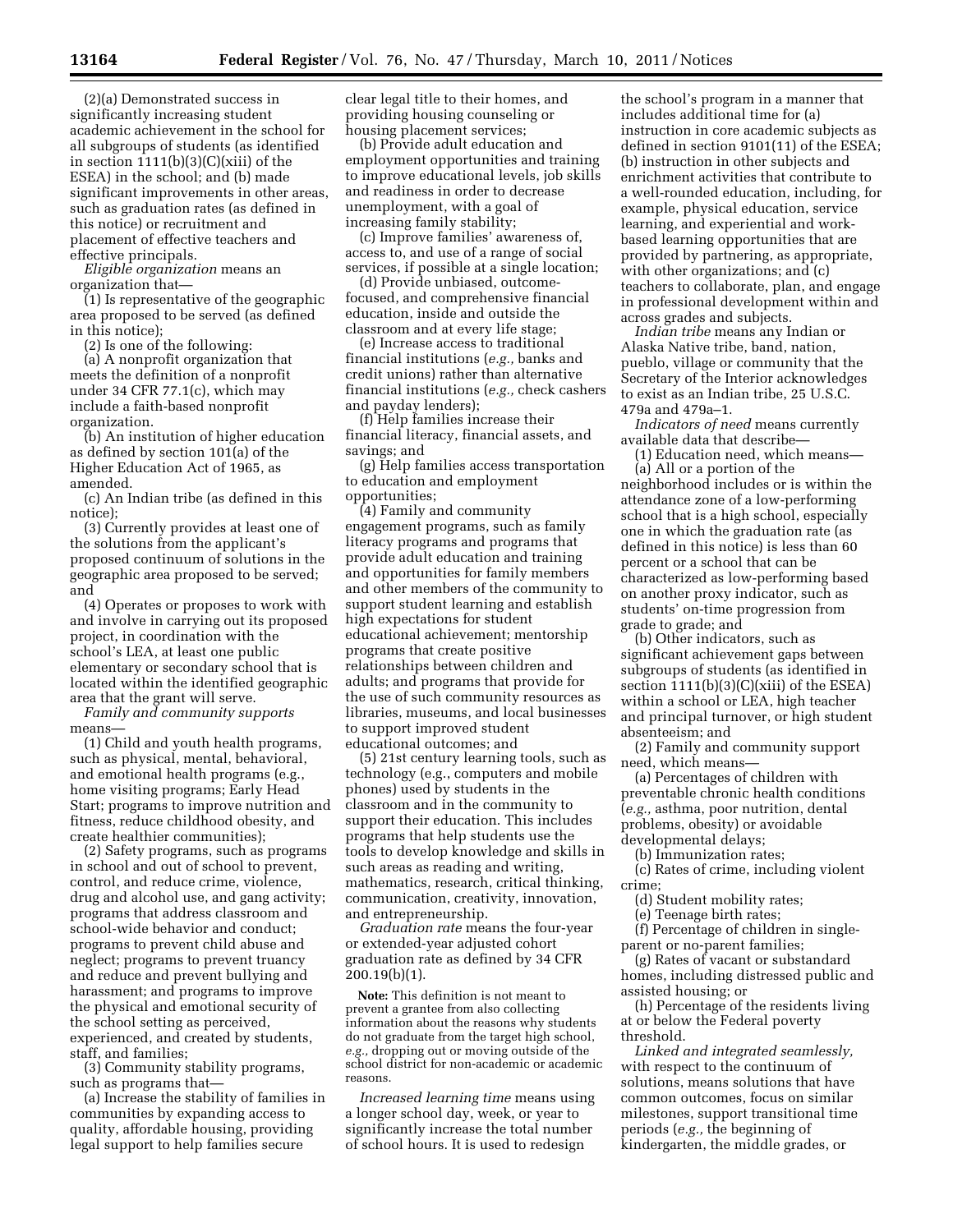(2)(a) Demonstrated success in significantly increasing student academic achievement in the school for all subgroups of students (as identified in section 1111(b)(3)(C)(xiii) of the ESEA) in the school; and (b) made significant improvements in other areas, such as graduation rates (as defined in this notice) or recruitment and placement of effective teachers and effective principals.

*Eligible organization* means an organization that—

(1) Is representative of the geographic area proposed to be served (as defined in this notice);

(2) Is one of the following:

(a) A nonprofit organization that meets the definition of a nonprofit under 34 CFR 77.1(c), which may include a faith-based nonprofit organization.

(b) An institution of higher education as defined by section 101(a) of the Higher Education Act of 1965, as amended.

(c) An Indian tribe (as defined in this notice);

(3) Currently provides at least one of the solutions from the applicant's proposed continuum of solutions in the geographic area proposed to be served; and

(4) Operates or proposes to work with and involve in carrying out its proposed project, in coordination with the school's LEA, at least one public elementary or secondary school that is located within the identified geographic area that the grant will serve.

*Family and community supports* means—

(1) Child and youth health programs, such as physical, mental, behavioral, and emotional health programs (e.g., home visiting programs; Early Head Start; programs to improve nutrition and fitness, reduce childhood obesity, and create healthier communities);

(2) Safety programs, such as programs in school and out of school to prevent, control, and reduce crime, violence, drug and alcohol use, and gang activity; programs that address classroom and school-wide behavior and conduct; programs to prevent child abuse and neglect; programs to prevent truancy and reduce and prevent bullying and harassment; and programs to improve the physical and emotional security of the school setting as perceived, experienced, and created by students, staff, and families;

(3) Community stability programs, such as programs that—

(a) Increase the stability of families in communities by expanding access to quality, affordable housing, providing legal support to help families secure clear legal title to their homes, and providing housing counseling or housing placement services;

(b) Provide adult education and employment opportunities and training to improve educational levels, job skills and readiness in order to decrease unemployment, with a goal of increasing family stability;

(c) Improve families' awareness of, access to, and use of a range of social services, if possible at a single location;

(d) Provide unbiased, outcome-focused, and comprehensive financial education, inside and outside the classroom and at every life stage;

(e) Increase access to traditional financial institutions (*e.g.,* banks and credit unions) rather than alternative financial institutions (*e.g.,* check cashers and payday lenders);

(f) Help families increase their financial literacy, financial assets, and savings; and

(g) Help families access transportation to education and employment opportunities;

(4) Family and community engagement programs, such as family literacy programs and programs that provide adult education and training and opportunities for family members and other members of the community to support student learning and establish high expectations for student educational achievement; mentorship programs that create positive relationships between children and adults; and programs that provide for the use of such community resources as libraries, museums, and local businesses to support improved student educational outcomes; and

(5) 21st century learning tools, such as technology (e.g., computers and mobile phones) used by students in the classroom and in the community to support their education. This includes programs that help students use the tools to develop knowledge and skills in such areas as reading and writing, mathematics, research, critical thinking, communication, creativity, innovation, and entrepreneurship.

*Graduation rate* means the four-year or extended-year adjusted cohort graduation rate as defined by 34 CFR 200.19(b)(1).

**Note:** This definition is not meant to prevent a grantee from also collecting information about the reasons why students do not graduate from the target high school, *e.g.,* dropping out or moving outside of the school district for non-academic or academic reasons.

*Increased learning time* means using a longer school day, week, or year to significantly increase the total number of school hours. It is used to redesign the school's program in a manner that includes additional time for (a) instruction in core academic subjects as defined in section 9101(11) of the ESEA; (b) instruction in other subjects and enrichment activities that contribute to a well-rounded education, including, for example, physical education, service learning, and experiential and work-based learning opportunities that are provided by partnering, as appropriate, with other organizations; and (c) teachers to collaborate, plan, and engage in professional development within and across grades and subjects.

*Indian tribe* means any Indian or Alaska Native tribe, band, nation, pueblo, village or community that the Secretary of the Interior acknowledges to exist as an Indian tribe, 25 U.S.C. 479a and 479a–1.

*Indicators of need* means currently available data that describe—

(1) Education need, which means—

(a) All or a portion of the neighborhood includes or is within the attendance zone of a low-performing school that is a high school, especially one in which the graduation rate (as defined in this notice) is less than 60 percent or a school that can be characterized as low-performing based on another proxy indicator, such as students' on-time progression from grade to grade; and

(b) Other indicators, such as significant achievement gaps between subgroups of students (as identified in section 1111(b)(3)(C)(xiii) of the ESEA) within a school or LEA, high teacher and principal turnover, or high student absenteeism; and

(2) Family and community support need, which means—

(a) Percentages of children with preventable chronic health conditions (*e.g.,* asthma, poor nutrition, dental problems, obesity) or avoidable developmental delays;

(b) Immunization rates;

(c) Rates of crime, including violent crime;

(d) Student mobility rates;

(e) Teenage birth rates;

(f) Percentage of children in single-parent or no-parent families;

(g) Rates of vacant or substandard homes, including distressed public and assisted housing; or

(h) Percentage of the residents living at or below the Federal poverty threshold.

*Linked and integrated seamlessly,* with respect to the continuum of solutions, means solutions that have common outcomes, focus on similar milestones, support transitional time periods (*e.g.,* the beginning of kindergarten, the middle grades, or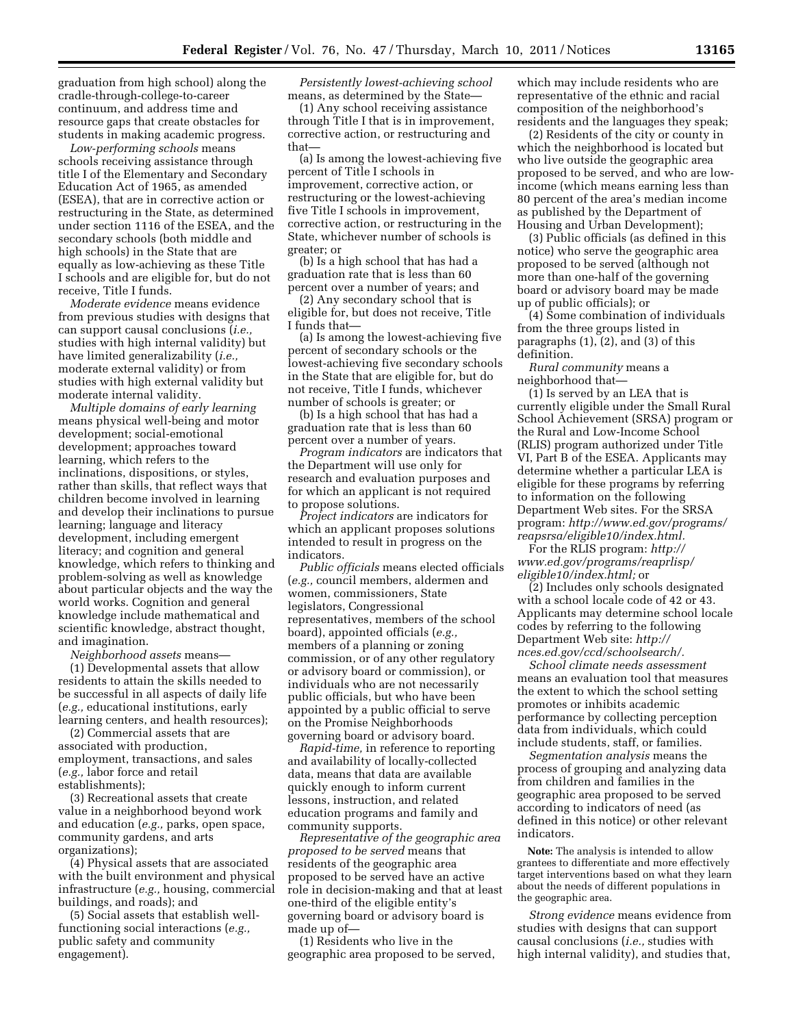graduation from high school) along the cradle-through-college-to-career continuum, and address time and resource gaps that create obstacles for students in making academic progress.

*Low-performing schools* means schools receiving assistance through title I of the Elementary and Secondary Education Act of 1965, as amended (ESEA), that are in corrective action or restructuring in the State, as determined under section 1116 of the ESEA, and the secondary schools (both middle and high schools) in the State that are equally as low-achieving as these Title I schools and are eligible for, but do not receive, Title I funds.

*Moderate evidence* means evidence from previous studies with designs that can support causal conclusions (*i.e.,* studies with high internal validity) but have limited generalizability (*i.e.,* moderate external validity) or from studies with high external validity but moderate internal validity.

*Multiple domains of early learning* means physical well-being and motor development; social-emotional development; approaches toward learning, which refers to the inclinations, dispositions, or styles, rather than skills, that reflect ways that children become involved in learning and develop their inclinations to pursue learning; language and literacy development, including emergent literacy; and cognition and general knowledge, which refers to thinking and problem-solving as well as knowledge about particular objects and the way the world works. Cognition and general knowledge include mathematical and scientific knowledge, abstract thought, and imagination.

*Neighborhood assets* means—

(1) Developmental assets that allow residents to attain the skills needed to be successful in all aspects of daily life (*e.g.,* educational institutions, early learning centers, and health resources);

(2) Commercial assets that are associated with production, employment, transactions, and sales (*e.g.,* labor force and retail establishments);

(3) Recreational assets that create value in a neighborhood beyond work and education (*e.g.,* parks, open space, community gardens, and arts organizations);

(4) Physical assets that are associated with the built environment and physical infrastructure (*e.g.,* housing, commercial buildings, and roads); and

(5) Social assets that establish well-functioning social interactions (*e.g.,* public safety and community engagement).

*Persistently lowest-achieving school* means, as determined by the State—

(1) Any school receiving assistance through Title I that is in improvement, corrective action, or restructuring and that—

(a) Is among the lowest-achieving five percent of Title I schools in improvement, corrective action, or restructuring or the lowest-achieving five Title I schools in improvement, corrective action, or restructuring in the State, whichever number of schools is greater; or

(b) Is a high school that has had a graduation rate that is less than 60 percent over a number of years; and

(2) Any secondary school that is eligible for, but does not receive, Title I funds that—

(a) Is among the lowest-achieving five percent of secondary schools or the lowest-achieving five secondary schools in the State that are eligible for, but do not receive, Title I funds, whichever number of schools is greater; or

(b) Is a high school that has had a graduation rate that is less than 60 percent over a number of years.

*Program indicators* are indicators that the Department will use only for research and evaluation purposes and for which an applicant is not required to propose solutions.

*Project indicators* are indicators for which an applicant proposes solutions intended to result in progress on the indicators.

*Public officials* means elected officials (*e.g.,* council members, aldermen and women, commissioners, State legislators, Congressional representatives, members of the school board), appointed officials (*e.g.,* members of a planning or zoning commission, or of any other regulatory or advisory board or commission), or individuals who are not necessarily public officials, but who have been appointed by a public official to serve on the Promise Neighborhoods governing board or advisory board.

*Rapid-time,* in reference to reporting and availability of locally-collected data, means that data are available quickly enough to inform current lessons, instruction, and related education programs and family and community supports.

*Representative of the geographic area proposed to be served* means that residents of the geographic area proposed to be served have an active role in decision-making and that at least one-third of the eligible entity's governing board or advisory board is made up of—

(1) Residents who live in the geographic area proposed to be served, which may include residents who are representative of the ethnic and racial composition of the neighborhood's residents and the languages they speak;

(2) Residents of the city or county in which the neighborhood is located but who live outside the geographic area proposed to be served, and who are low-income (which means earning less than 80 percent of the area's median income as published by the Department of Housing and Urban Development);

(3) Public officials (as defined in this notice) who serve the geographic area proposed to be served (although not more than one-half of the governing board or advisory board may be made up of public officials); or

(4) Some combination of individuals from the three groups listed in paragraphs (1), (2), and (3) of this definition.

*Rural community* means a neighborhood that—

(1) Is served by an LEA that is currently eligible under the Small Rural School Achievement (SRSA) program or the Rural and Low-Income School (RLIS) program authorized under Title VI, Part B of the ESEA. Applicants may determine whether a particular LEA is eligible for these programs by referring to information on the following Department Web sites. For the SRSA program: *http://www.ed.gov/programs/reapsrsa/eligible10/index.html.*

For the RLIS program: *http://www.ed.gov/programs/reaprlisp/eligible10/index.html;* or

(2) Includes only schools designated with a school locale code of 42 or 43. Applicants may determine school locale codes by referring to the following Department Web site: *http://nces.ed.gov/ccd/schoolsearch/.*

*School climate needs assessment* means an evaluation tool that measures the extent to which the school setting promotes or inhibits academic performance by collecting perception data from individuals, which could include students, staff, or families.

*Segmentation analysis* means the process of grouping and analyzing data from children and families in the geographic area proposed to be served according to indicators of need (as defined in this notice) or other relevant indicators.

**Note:** The analysis is intended to allow grantees to differentiate and more effectively target interventions based on what they learn about the needs of different populations in the geographic area.

*Strong evidence* means evidence from studies with designs that can support causal conclusions (*i.e.,* studies with high internal validity), and studies that,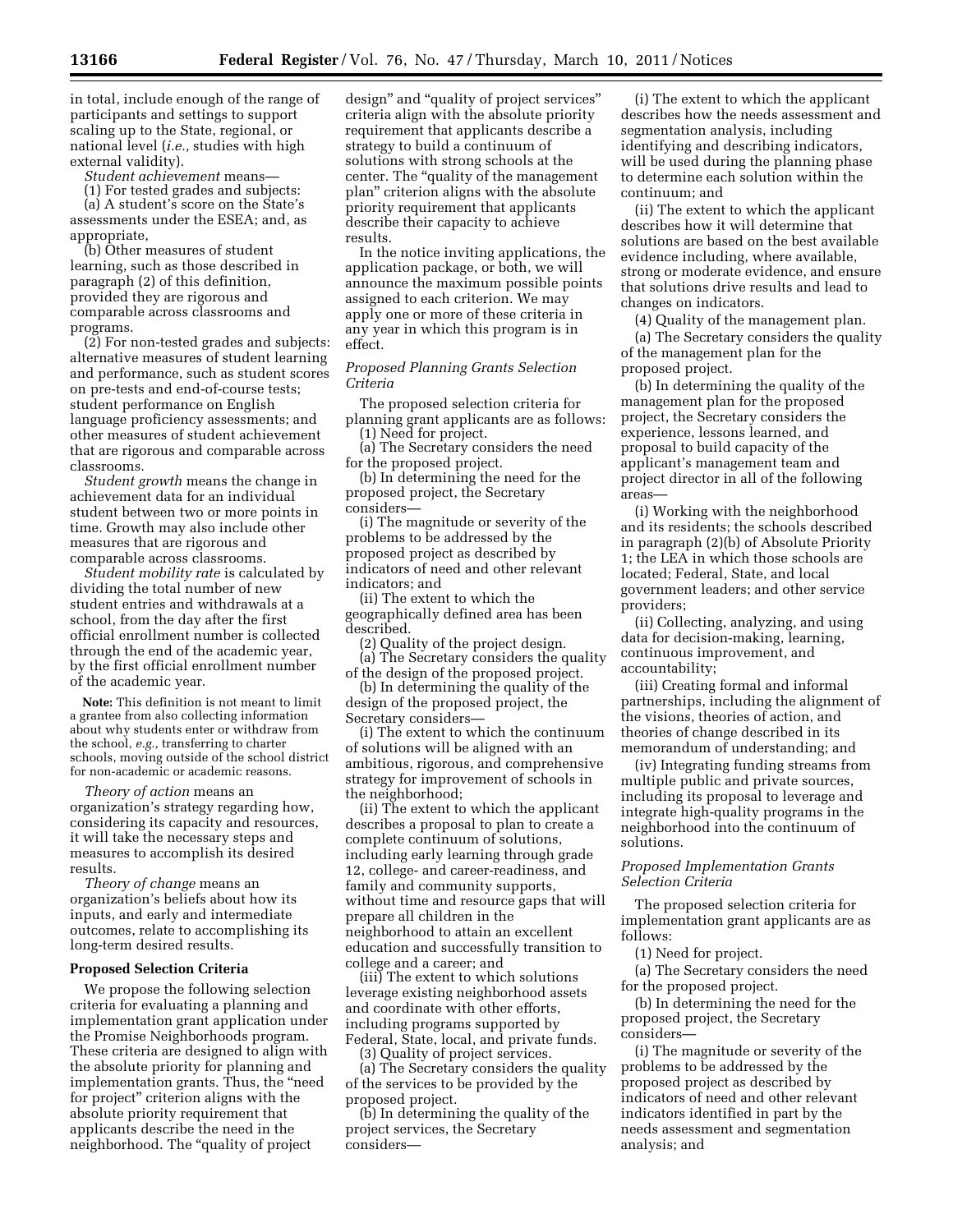in total, include enough of the range of participants and settings to support scaling up to the State, regional, or national level (*i.e.,* studies with high external validity).

*Student achievement* means—

(1) For tested grades and subjects: (a) A student's score on the State's assessments under the ESEA; and, as appropriate,

(b) Other measures of student learning, such as those described in paragraph (2) of this definition, provided they are rigorous and comparable across classrooms and programs.

(2) For non-tested grades and subjects: alternative measures of student learning and performance, such as student scores on pre-tests and end-of-course tests; student performance on English language proficiency assessments; and other measures of student achievement that are rigorous and comparable across classrooms.

*Student growth* means the change in achievement data for an individual student between two or more points in time. Growth may also include other measures that are rigorous and comparable across classrooms.

*Student mobility rate* is calculated by dividing the total number of new student entries and withdrawals at a school, from the day after the first official enrollment number is collected through the end of the academic year, by the first official enrollment number of the academic year.

**Note:** This definition is not meant to limit a grantee from also collecting information about why students enter or withdraw from the school, *e.g.,* transferring to charter schools, moving outside of the school district for non-academic or academic reasons.

*Theory of action* means an organization's strategy regarding how, considering its capacity and resources, it will take the necessary steps and measures to accomplish its desired results.

*Theory of change* means an organization's beliefs about how its inputs, and early and intermediate outcomes, relate to accomplishing its long-term desired results.

**Proposed Selection Criteria**

We propose the following selection criteria for evaluating a planning and implementation grant application under the Promise Neighborhoods program. These criteria are designed to align with the absolute priority for planning and implementation grants. Thus, the "need for project" criterion aligns with the absolute priority requirement that applicants describe the need in the neighborhood. The "quality of project design" and "quality of project services" criteria align with the absolute priority requirement that applicants describe a strategy to build a continuum of solutions with strong schools at the center. The "quality of the management plan" criterion aligns with the absolute priority requirement that applicants describe their capacity to achieve results.

In the notice inviting applications, the application package, or both, we will announce the maximum possible points assigned to each criterion. We may apply one or more of these criteria in any year in which this program is in effect.

*Proposed Planning Grants Selection Criteria*

The proposed selection criteria for planning grant applicants are as follows:

(1) Need for project.

(a) The Secretary considers the need for the proposed project.

(b) In determining the need for the proposed project, the Secretary considers—

(i) The magnitude or severity of the problems to be addressed by the proposed project as described by indicators of need and other relevant indicators; and

(ii) The extent to which the geographically defined area has been described.

(2) Quality of the project design.

(a) The Secretary considers the quality of the design of the proposed project.

(b) In determining the quality of the design of the proposed project, the Secretary considers—

(i) The extent to which the continuum of solutions will be aligned with an ambitious, rigorous, and comprehensive strategy for improvement of schools in the neighborhood;

(ii) The extent to which the applicant describes a proposal to plan to create a complete continuum of solutions, including early learning through grade 12, college- and career-readiness, and family and community supports, without time and resource gaps that will prepare all children in the neighborhood to attain an excellent education and successfully transition to college and a career; and

(iii) The extent to which solutions leverage existing neighborhood assets and coordinate with other efforts, including programs supported by Federal, State, local, and private funds.

(3) Quality of project services.

(a) The Secretary considers the quality of the services to be provided by the proposed project.

(b) In determining the quality of the project services, the Secretary considers—

(i) The extent to which the applicant describes how the needs assessment and segmentation analysis, including identifying and describing indicators, will be used during the planning phase to determine each solution within the continuum; and

(ii) The extent to which the applicant describes how it will determine that solutions are based on the best available evidence including, where available, strong or moderate evidence, and ensure that solutions drive results and lead to changes on indicators.

(4) Quality of the management plan.

(a) The Secretary considers the quality of the management plan for the proposed project.

(b) In determining the quality of the management plan for the proposed project, the Secretary considers the experience, lessons learned, and proposal to build capacity of the applicant's management team and project director in all of the following areas—

(i) Working with the neighborhood and its residents; the schools described in paragraph (2)(b) of Absolute Priority 1; the LEA in which those schools are located; Federal, State, and local government leaders; and other service providers;

(ii) Collecting, analyzing, and using data for decision-making, learning, continuous improvement, and accountability;

(iii) Creating formal and informal partnerships, including the alignment of the visions, theories of action, and theories of change described in its memorandum of understanding; and

(iv) Integrating funding streams from multiple public and private sources, including its proposal to leverage and integrate high-quality programs in the neighborhood into the continuum of solutions.

*Proposed Implementation Grants Selection Criteria*

The proposed selection criteria for implementation grant applicants are as follows:

(1) Need for project.

(a) The Secretary considers the need for the proposed project.

(b) In determining the need for the proposed project, the Secretary considers—

(i) The magnitude or severity of the problems to be addressed by the proposed project as described by indicators of need and other relevant indicators identified in part by the needs assessment and segmentation analysis; and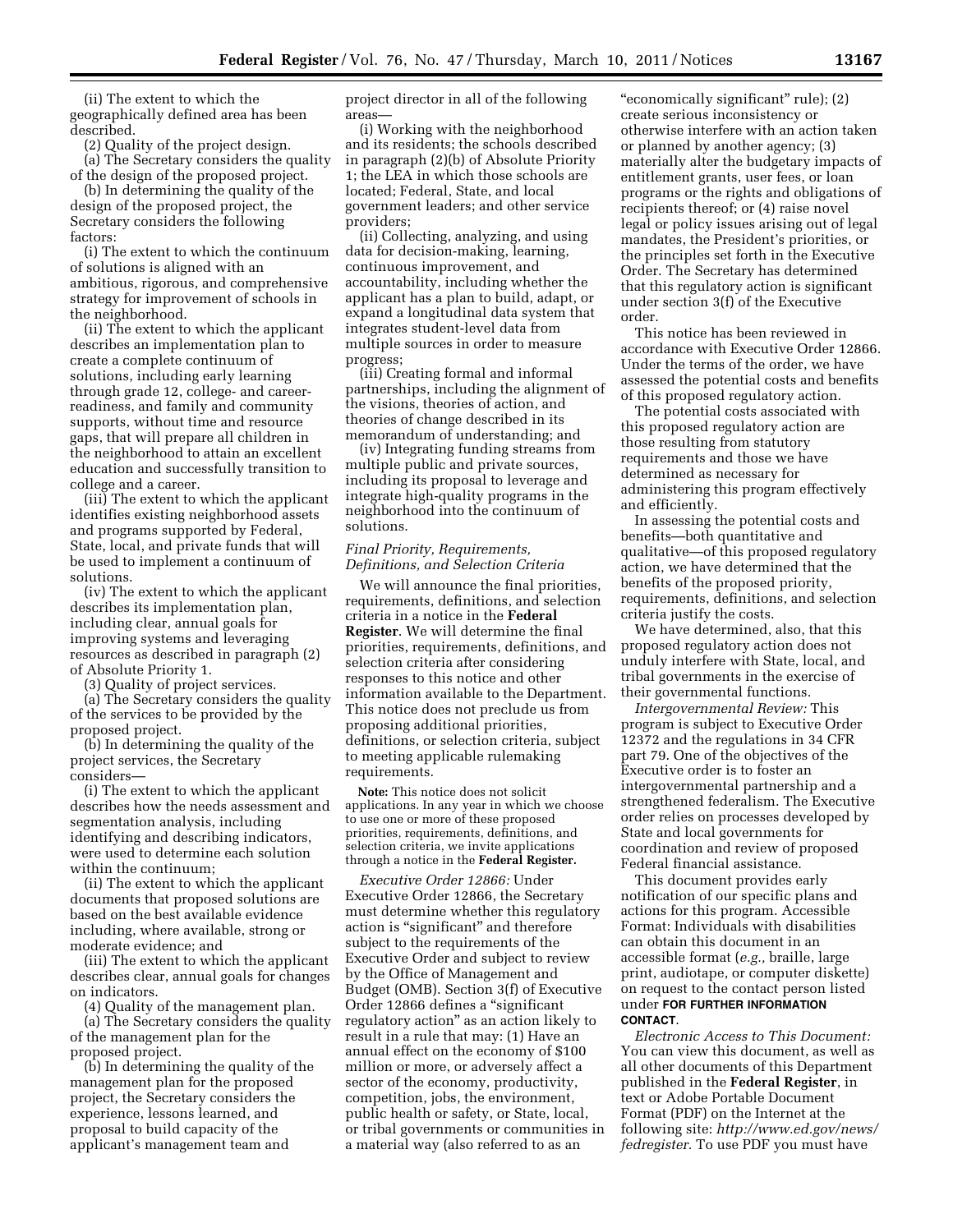(ii) The extent to which the geographically defined area has been described.

(2) Quality of the project design.

(a) The Secretary considers the quality of the design of the proposed project.

(b) In determining the quality of the design of the proposed project, the Secretary considers the following factors:

(i) The extent to which the continuum of solutions is aligned with an ambitious, rigorous, and comprehensive strategy for improvement of schools in the neighborhood.

(ii) The extent to which the applicant describes an implementation plan to create a complete continuum of solutions, including early learning through grade 12, college- and career-readiness, and family and community supports, without time and resource gaps, that will prepare all children in the neighborhood to attain an excellent education and successfully transition to college and a career.

(iii) The extent to which the applicant identifies existing neighborhood assets and programs supported by Federal, State, local, and private funds that will be used to implement a continuum of solutions.

(iv) The extent to which the applicant describes its implementation plan, including clear, annual goals for improving systems and leveraging resources as described in paragraph (2) of Absolute Priority 1.

(3) Quality of project services.

(a) The Secretary considers the quality of the services to be provided by the proposed project.

(b) In determining the quality of the project services, the Secretary considers—

(i) The extent to which the applicant describes how the needs assessment and segmentation analysis, including identifying and describing indicators, were used to determine each solution within the continuum;

(ii) The extent to which the applicant documents that proposed solutions are based on the best available evidence including, where available, strong or moderate evidence; and

(iii) The extent to which the applicant describes clear, annual goals for changes on indicators.

(4) Quality of the management plan.

(a) The Secretary considers the quality of the management plan for the proposed project.

(b) In determining the quality of the management plan for the proposed project, the Secretary considers the experience, lessons learned, and proposal to build capacity of the applicant's management team and project director in all of the following areas—

(i) Working with the neighborhood and its residents; the schools described in paragraph (2)(b) of Absolute Priority 1; the LEA in which those schools are located; Federal, State, and local government leaders; and other service providers;

(ii) Collecting, analyzing, and using data for decision-making, learning, continuous improvement, and accountability, including whether the applicant has a plan to build, adapt, or expand a longitudinal data system that integrates student-level data from multiple sources in order to measure progress;

(iii) Creating formal and informal partnerships, including the alignment of the visions, theories of action, and theories of change described in its memorandum of understanding; and

(iv) Integrating funding streams from multiple public and private sources, including its proposal to leverage and integrate high-quality programs in the neighborhood into the continuum of solutions.

*Final Priority, Requirements, Definitions, and Selection Criteria*

We will announce the final priorities, requirements, definitions, and selection criteria in a notice in the **Federal Register**. We will determine the final priorities, requirements, definitions, and selection criteria after considering responses to this notice and other information available to the Department. This notice does not preclude us from proposing additional priorities, definitions, or selection criteria, subject to meeting applicable rulemaking requirements.

**Note:** This notice does not solicit applications. In any year in which we choose to use one or more of these proposed priorities, requirements, definitions, and selection criteria, we invite applications through a notice in the **Federal Register.**

*Executive Order 12866:* Under Executive Order 12866, the Secretary must determine whether this regulatory action is "significant" and therefore subject to the requirements of the Executive Order and subject to review by the Office of Management and Budget (OMB). Section 3(f) of Executive Order 12866 defines a "significant regulatory action" as an action likely to result in a rule that may: (1) Have an annual effect on the economy of $100 million or more, or adversely affect a sector of the economy, productivity, competition, jobs, the environment, public health or safety, or State, local, or tribal governments or communities in a material way (also referred to as an "economically significant" rule); (2) create serious inconsistency or otherwise interfere with an action taken or planned by another agency; (3) materially alter the budgetary impacts of entitlement grants, user fees, or loan programs or the rights and obligations of recipients thereof; or (4) raise novel legal or policy issues arising out of legal mandates, the President's priorities, or the principles set forth in the Executive Order. The Secretary has determined that this regulatory action is significant under section 3(f) of the Executive order.

This notice has been reviewed in accordance with Executive Order 12866. Under the terms of the order, we have assessed the potential costs and benefits of this proposed regulatory action.

The potential costs associated with this proposed regulatory action are those resulting from statutory requirements and those we have determined as necessary for administering this program effectively and efficiently.

In assessing the potential costs and benefits—both quantitative and qualitative—of this proposed regulatory action, we have determined that the benefits of the proposed priority, requirements, definitions, and selection criteria justify the costs.

We have determined, also, that this proposed regulatory action does not unduly interfere with State, local, and tribal governments in the exercise of their governmental functions.

*Intergovernmental Review:* This program is subject to Executive Order 12372 and the regulations in 34 CFR part 79. One of the objectives of the Executive order is to foster an intergovernmental partnership and a strengthened federalism. The Executive order relies on processes developed by State and local governments for coordination and review of proposed Federal financial assistance.

This document provides early notification of our specific plans and actions for this program. Accessible Format: Individuals with disabilities can obtain this document in an accessible format (*e.g.,* braille, large print, audiotape, or computer diskette) on request to the contact person listed under **FOR FURTHER INFORMATION CONTACT**.

*Electronic Access to This Document:* You can view this document, as well as all other documents of this Department published in the **Federal Register**, in text or Adobe Portable Document Format (PDF) on the Internet at the following site: *http://www.ed.gov/news/fedregister.* To use PDF you must have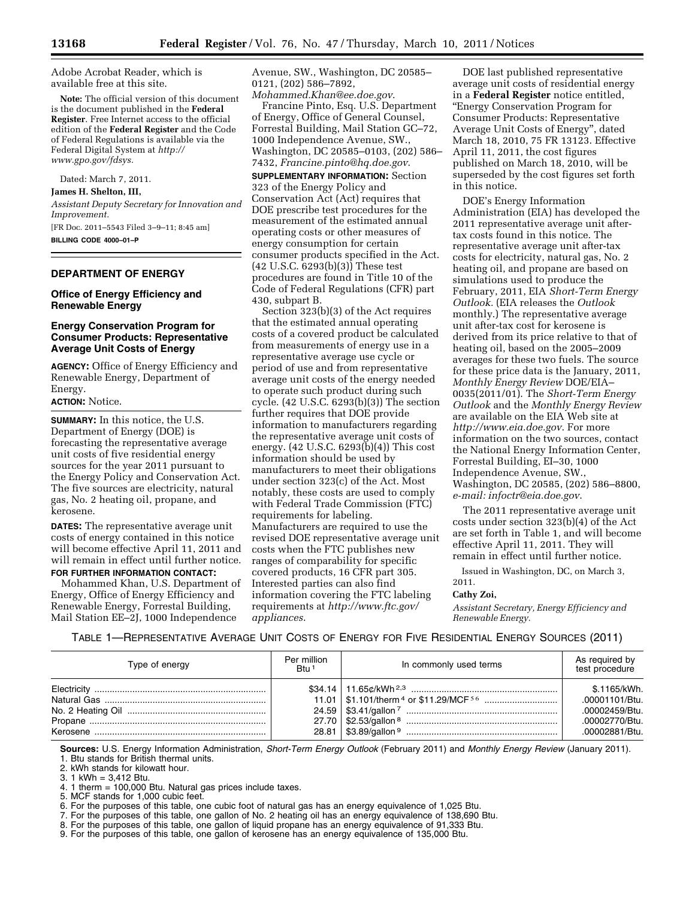Adobe Acrobat Reader, which is available free at this site.

**Note:** The official version of this document is the document published in the **Federal Register**. Free Internet access to the official edition of the **Federal Register** and the Code of Federal Regulations is available via the Federal Digital System at *http://www.gpo.gov/fdsys.*

Dated: March 7, 2011.

**James H. Shelton, III,**

*Assistant Deputy Secretary for Innovation and Improvement.*

[FR Doc. 2011–5543 Filed 3–9–11; 8:45 am]

**BILLING CODE 4000–01–P**

## DEPARTMENT OF ENERGY

### Office of Energy Efficiency and Renewable Energy

### Energy Conservation Program for Consumer Products: Representative Average Unit Costs of Energy

**AGENCY:** Office of Energy Efficiency and Renewable Energy, Department of Energy.

**ACTION:** Notice.

**SUMMARY:** In this notice, the U.S. Department of Energy (DOE) is forecasting the representative average unit costs of five residential energy sources for the year 2011 pursuant to the Energy Policy and Conservation Act. The five sources are electricity, natural gas, No. 2 heating oil, propane, and kerosene.

**DATES:** The representative average unit costs of energy contained in this notice will become effective April 11, 2011 and will remain in effect until further notice.

**FOR FURTHER INFORMATION CONTACT:**

Mohammed Khan, U.S. Department of Energy, Office of Energy Efficiency and Renewable Energy, Forrestal Building, Mail Station EE–2J, 1000 Independence Avenue, SW., Washington, DC 20585–0121, (202) 586–7892, *Mohammed.Khan@ee.doe.gov.*

Francine Pinto, Esq. U.S. Department of Energy, Office of General Counsel, Forrestal Building, Mail Station GC–72, 1000 Independence Avenue, SW., Washington, DC 20585–0103, (202) 586–7432, *Francine.pinto@hq.doe.gov.*

**SUPPLEMENTARY INFORMATION:** Section 323 of the Energy Policy and Conservation Act (Act) requires that DOE prescribe test procedures for the measurement of the estimated annual operating costs or other measures of energy consumption for certain consumer products specified in the Act. (42 U.S.C. 6293(b)(3)) These test procedures are found in Title 10 of the Code of Federal Regulations (CFR) part 430, subpart B.

Section 323(b)(3) of the Act requires that the estimated annual operating costs of a covered product be calculated from measurements of energy use in a representative average use cycle or period of use and from representative average unit costs of the energy needed to operate such product during such cycle. (42 U.S.C. 6293(b)(3)) The section further requires that DOE provide information to manufacturers regarding the representative average unit costs of energy. (42 U.S.C. 6293(b)(4)) This cost information should be used by manufacturers to meet their obligations under section 323(c) of the Act. Most notably, these costs are used to comply with Federal Trade Commission (FTC) requirements for labeling. Manufacturers are required to use the revised DOE representative average unit costs when the FTC publishes new ranges of comparability for specific covered products, 16 CFR part 305. Interested parties can also find information covering the FTC labeling requirements at *http://www.ftc.gov/appliances.*

DOE last published representative average unit costs of residential energy in a **Federal Register** notice entitled, "Energy Conservation Program for Consumer Products: Representative Average Unit Costs of Energy", dated March 18, 2010, 75 FR 13123. Effective April 11, 2011, the cost figures published on March 18, 2010, will be superseded by the cost figures set forth in this notice.

DOE's Energy Information Administration (EIA) has developed the 2011 representative average unit after-tax costs found in this notice. The representative average unit after-tax costs for electricity, natural gas, No. 2 heating oil, and propane are based on simulations used to produce the February, 2011, EIA *Short-Term Energy Outlook.* (EIA releases the *Outlook* monthly.) The representative average unit after-tax cost for kerosene is derived from its price relative to that of heating oil, based on the 2005–2009 averages for these two fuels. The source for these price data is the January, 2011, *Monthly Energy Review* DOE/EIA–0035(2011/01). The *Short-Term Energy Outlook* and the *Monthly Energy Review* are available on the EIA Web site at *http://www.eia.doe.gov.* For more information on the two sources, contact the National Energy Information Center, Forrestal Building, EI–30, 1000 Independence Avenue, SW., Washington, DC 20585, (202) 586–8800, *e-mail: infoctr@eia.doe.gov.*

The 2011 representative average unit costs under section 323(b)(4) of the Act are set forth in Table 1, and will become effective April 11, 2011. They will remain in effect until further notice.

Issued in Washington, DC, on March 3, 2011.

**Cathy Zoi,**

*Assistant Secretary, Energy Efficiency and Renewable Energy.*

TABLE 1—REPRESENTATIVE AVERAGE UNIT COSTS OF ENERGY FOR FIVE RESIDENTIAL ENERGY SOURCES (2011)

| Type of energy | Per million Btu [1] | In commonly used terms | As required by test procedure |
|---|---|---|---|
| Electricity | $34.14 | 11.65¢/kWh [2,3] | $.1165/kWh. |
| Natural Gas | 11.01 | $1.101/therm [4] or $11.29/MCF [5 6] | .00001101/Btu. |
| No. 2 Heating Oil | 24.59 | $3.41/gallon [7] | .00002459/Btu. |
| Propane | 27.70 | $2.53/gallon [8] | .00002770/Btu. |
| Kerosene | 28.81 | $3.89/gallon [9] | .00002881/Btu. |

**Sources:** U.S. Energy Information Administration, *Short-Term Energy Outlook* (February 2011) and *Monthly Energy Review* (January 2011).

1. Btu stands for British thermal units.
2. kWh stands for kilowatt hour.
3. 1 kWh = 3,412 Btu.
4. 1 therm = 100,000 Btu. Natural gas prices include taxes.
5. MCF stands for 1,000 cubic feet.
6. For the purposes of this table, one cubic foot of natural gas has an energy equivalence of 1,025 Btu.
7. For the purposes of this table, one gallon of No. 2 heating oil has an energy equivalence of 138,690 Btu.
8. For the purposes of this table, one gallon of liquid propane has an energy equivalence of 91,333 Btu.
9. For the purposes of this table, one gallon of kerosene has an energy equivalence of 135,000 Btu.